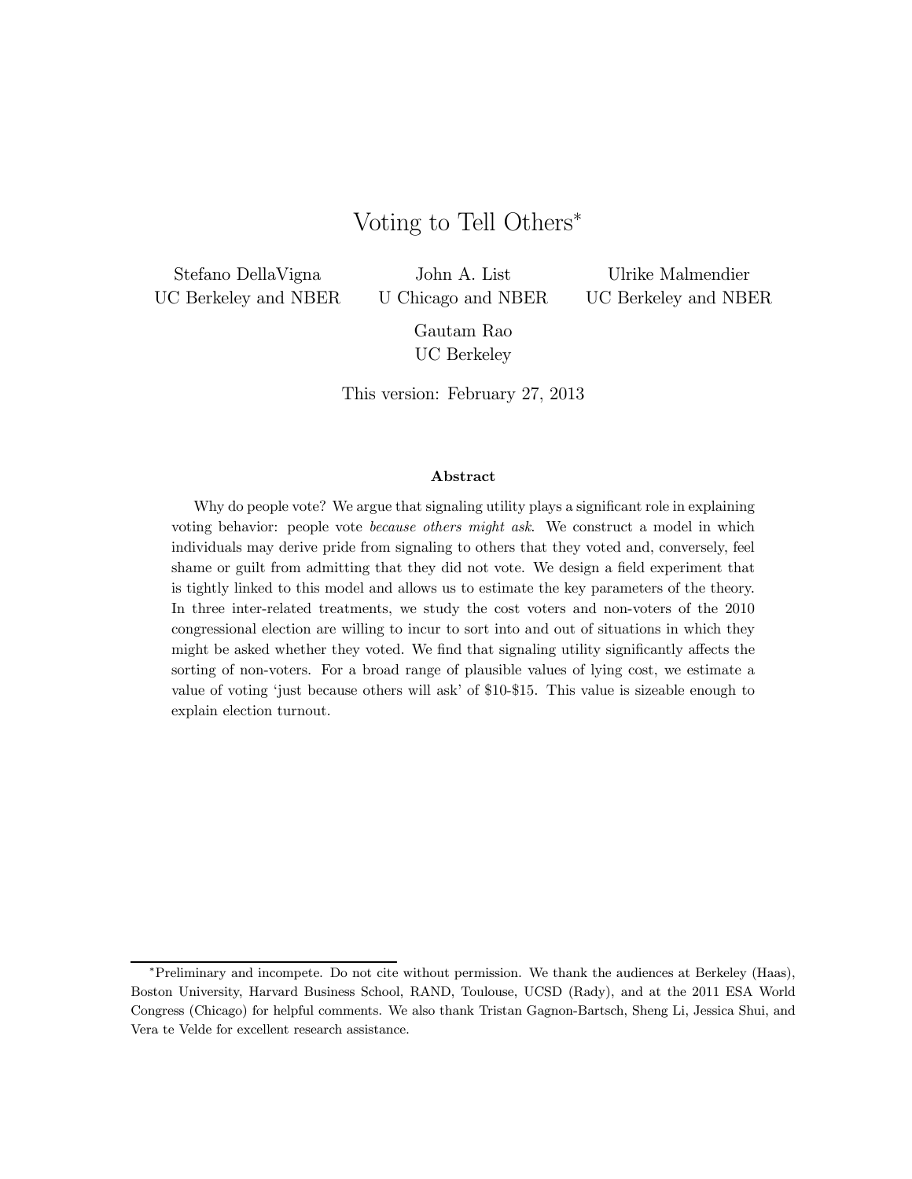# Voting to Tell Others*

Stefano DellaVigna
UC Berkeley and NBER

John A. List
U Chicago and NBER

Ulrike Malmendier
UC Berkeley and NBER

Gautam Rao
UC Berkeley

This version: February 27, 2013

### Abstract

Why do people vote? We argue that signaling utility plays a significant role in explaining voting behavior: people vote *because others might ask*. We construct a model in which individuals may derive pride from signaling to others that they voted and, conversely, feel shame or guilt from admitting that they did not vote. We design a field experiment that is tightly linked to this model and allows us to estimate the key parameters of the theory. In three inter-related treatments, we study the cost voters and non-voters of the 2010 congressional election are willing to incur to sort into and out of situations in which they might be asked whether they voted. We find that signaling utility significantly affects the sorting of non-voters. For a broad range of plausible values of lying cost, we estimate a value of voting 'just because others will ask' of \$10-\$15. This value is sizeable enough to explain election turnout.

---

*Preliminary and incompete. Do not cite without permission. We thank the audiences at Berkeley (Haas), Boston University, Harvard Business School, RAND, Toulouse, UCSD (Rady), and at the 2011 ESA World Congress (Chicago) for helpful comments. We also thank Tristan Gagnon-Bartsch, Sheng Li, Jessica Shui, and Vera te Velde for excellent research assistance.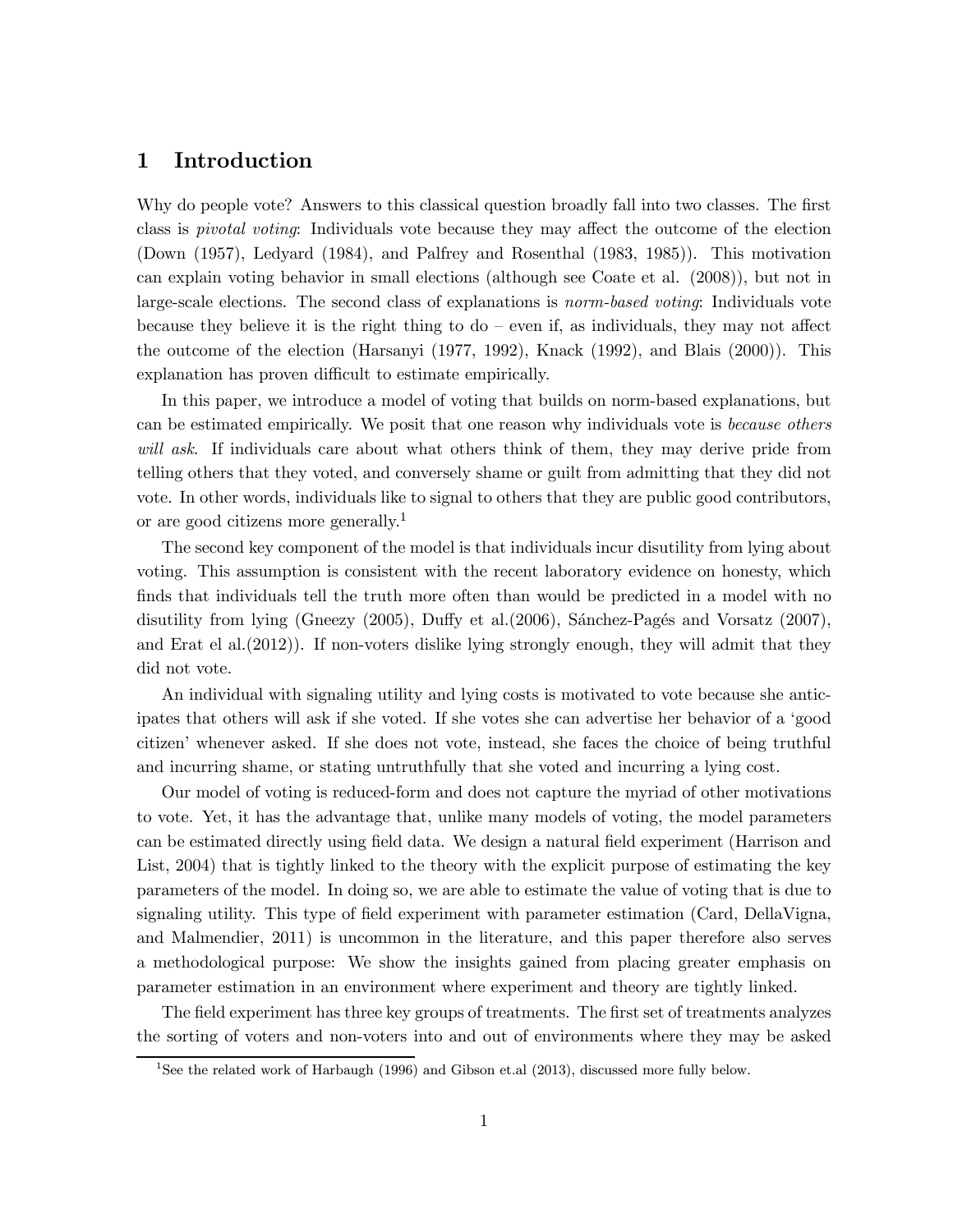# 1 Introduction

Why do people vote? Answers to this classical question broadly fall into two classes. The first class is *pivotal voting*: Individuals vote because they may affect the outcome of the election (Down (1957), Ledyard (1984), and Palfrey and Rosenthal (1983, 1985)). This motivation can explain voting behavior in small elections (although see Coate et al. (2008)), but not in large-scale elections. The second class of explanations is *norm-based voting*: Individuals vote because they believe it is the right thing to do – even if, as individuals, they may not affect the outcome of the election (Harsanyi (1977, 1992), Knack (1992), and Blais (2000)). This explanation has proven difficult to estimate empirically.

In this paper, we introduce a model of voting that builds on norm-based explanations, but can be estimated empirically. We posit that one reason why individuals vote is *because others will ask*. If individuals care about what others think of them, they may derive pride from telling others that they voted, and conversely shame or guilt from admitting that they did not vote. In other words, individuals like to signal to others that they are public good contributors, or are good citizens more generally.[1]

The second key component of the model is that individuals incur disutility from lying about voting. This assumption is consistent with the recent laboratory evidence on honesty, which finds that individuals tell the truth more often than would be predicted in a model with no disutility from lying (Gneezy (2005), Duffy et al.(2006), Sánchez-Pagés and Vorsatz (2007), and Erat el al.(2012)). If non-voters dislike lying strongly enough, they will admit that they did not vote.

An individual with signaling utility and lying costs is motivated to vote because she anticipates that others will ask if she voted. If she votes she can advertise her behavior of a 'good citizen' whenever asked. If she does not vote, instead, she faces the choice of being truthful and incurring shame, or stating untruthfully that she voted and incurring a lying cost.

Our model of voting is reduced-form and does not capture the myriad of other motivations to vote. Yet, it has the advantage that, unlike many models of voting, the model parameters can be estimated directly using field data. We design a natural field experiment (Harrison and List, 2004) that is tightly linked to the theory with the explicit purpose of estimating the key parameters of the model. In doing so, we are able to estimate the value of voting that is due to signaling utility. This type of field experiment with parameter estimation (Card, DellaVigna, and Malmendier, 2011) is uncommon in the literature, and this paper therefore also serves a methodological purpose: We show the insights gained from placing greater emphasis on parameter estimation in an environment where experiment and theory are tightly linked.

The field experiment has three key groups of treatments. The first set of treatments analyzes the sorting of voters and non-voters into and out of environments where they may be asked

[1] See the related work of Harbaugh (1996) and Gibson et.al (2013), discussed more fully below.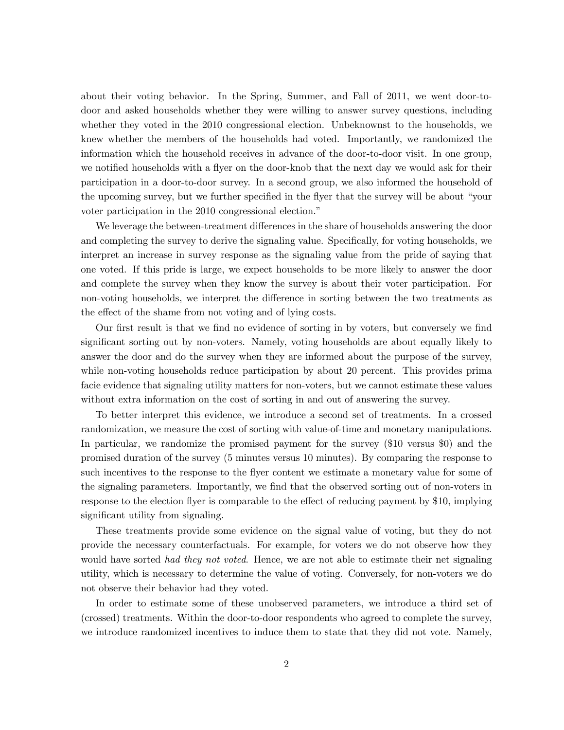about their voting behavior. In the Spring, Summer, and Fall of 2011, we went door-to-door and asked households whether they were willing to answer survey questions, including whether they voted in the 2010 congressional election. Unbeknownst to the households, we knew whether the members of the households had voted. Importantly, we randomized the information which the household receives in advance of the door-to-door visit. In one group, we notified households with a flyer on the door-knob that the next day we would ask for their participation in a door-to-door survey. In a second group, we also informed the household of the upcoming survey, but we further specified in the flyer that the survey will be about "your voter participation in the 2010 congressional election."

We leverage the between-treatment differences in the share of households answering the door and completing the survey to derive the signaling value. Specifically, for voting households, we interpret an increase in survey response as the signaling value from the pride of saying that one voted. If this pride is large, we expect households to be more likely to answer the door and complete the survey when they know the survey is about their voter participation. For non-voting households, we interpret the difference in sorting between the two treatments as the effect of the shame from not voting and of lying costs.

Our first result is that we find no evidence of sorting in by voters, but conversely we find significant sorting out by non-voters. Namely, voting households are about equally likely to answer the door and do the survey when they are informed about the purpose of the survey, while non-voting households reduce participation by about 20 percent. This provides prima facie evidence that signaling utility matters for non-voters, but we cannot estimate these values without extra information on the cost of sorting in and out of answering the survey.

To better interpret this evidence, we introduce a second set of treatments. In a crossed randomization, we measure the cost of sorting with value-of-time and monetary manipulations. In particular, we randomize the promised payment for the survey ($10 versus $0) and the promised duration of the survey (5 minutes versus 10 minutes). By comparing the response to such incentives to the response to the flyer content we estimate a monetary value for some of the signaling parameters. Importantly, we find that the observed sorting out of non-voters in response to the election flyer is comparable to the effect of reducing payment by $10, implying significant utility from signaling.

These treatments provide some evidence on the signal value of voting, but they do not provide the necessary counterfactuals. For example, for voters we do not observe how they would have sorted *had they not voted*. Hence, we are not able to estimate their net signaling utility, which is necessary to determine the value of voting. Conversely, for non-voters we do not observe their behavior had they voted.

In order to estimate some of these unobserved parameters, we introduce a third set of (crossed) treatments. Within the door-to-door respondents who agreed to complete the survey, we introduce randomized incentives to induce them to state that they did not vote. Namely,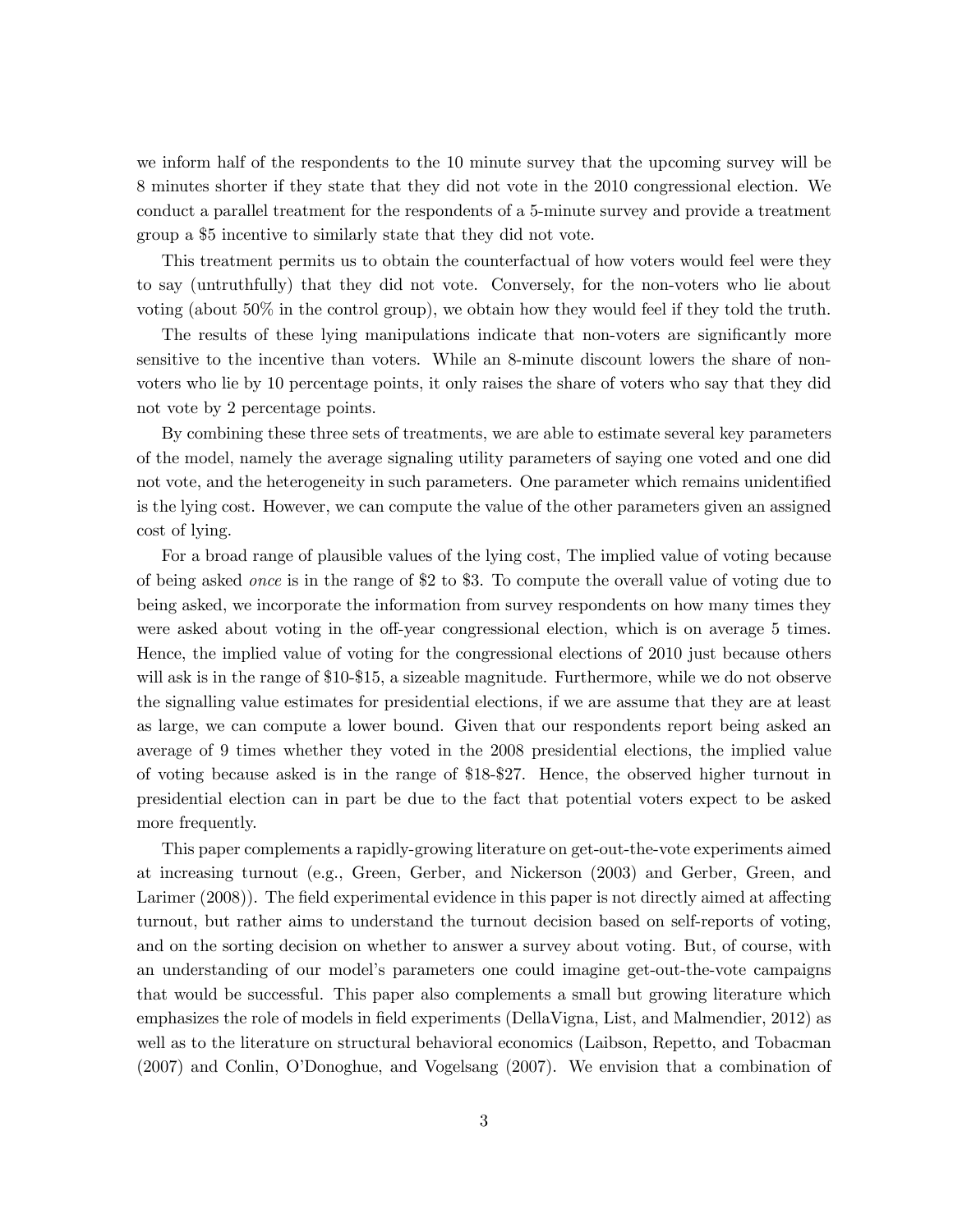we inform half of the respondents to the 10 minute survey that the upcoming survey will be 8 minutes shorter if they state that they did not vote in the 2010 congressional election. We conduct a parallel treatment for the respondents of a 5-minute survey and provide a treatment group a $5 incentive to similarly state that they did not vote.

This treatment permits us to obtain the counterfactual of how voters would feel were they to say (untruthfully) that they did not vote. Conversely, for the non-voters who lie about voting (about 50% in the control group), we obtain how they would feel if they told the truth.

The results of these lying manipulations indicate that non-voters are significantly more sensitive to the incentive than voters. While an 8-minute discount lowers the share of non-voters who lie by 10 percentage points, it only raises the share of voters who say that they did not vote by 2 percentage points.

By combining these three sets of treatments, we are able to estimate several key parameters of the model, namely the average signaling utility parameters of saying one voted and one did not vote, and the heterogeneity in such parameters. One parameter which remains unidentified is the lying cost. However, we can compute the value of the other parameters given an assigned cost of lying.

For a broad range of plausible values of the lying cost, The implied value of voting because of being asked *once* is in the range of $2 to $3. To compute the overall value of voting due to being asked, we incorporate the information from survey respondents on how many times they were asked about voting in the off-year congressional election, which is on average 5 times. Hence, the implied value of voting for the congressional elections of 2010 just because others will ask is in the range of $10-$15, a sizeable magnitude. Furthermore, while we do not observe the signalling value estimates for presidential elections, if we are assume that they are at least as large, we can compute a lower bound. Given that our respondents report being asked an average of 9 times whether they voted in the 2008 presidential elections, the implied value of voting because asked is in the range of $18-$27. Hence, the observed higher turnout in presidential election can in part be due to the fact that potential voters expect to be asked more frequently.

This paper complements a rapidly-growing literature on get-out-the-vote experiments aimed at increasing turnout (e.g., Green, Gerber, and Nickerson (2003) and Gerber, Green, and Larimer (2008)). The field experimental evidence in this paper is not directly aimed at affecting turnout, but rather aims to understand the turnout decision based on self-reports of voting, and on the sorting decision on whether to answer a survey about voting. But, of course, with an understanding of our model's parameters one could imagine get-out-the-vote campaigns that would be successful. This paper also complements a small but growing literature which emphasizes the role of models in field experiments (DellaVigna, List, and Malmendier, 2012) as well as to the literature on structural behavioral economics (Laibson, Repetto, and Tobacman (2007) and Conlin, O'Donoghue, and Vogelsang (2007). We envision that a combination of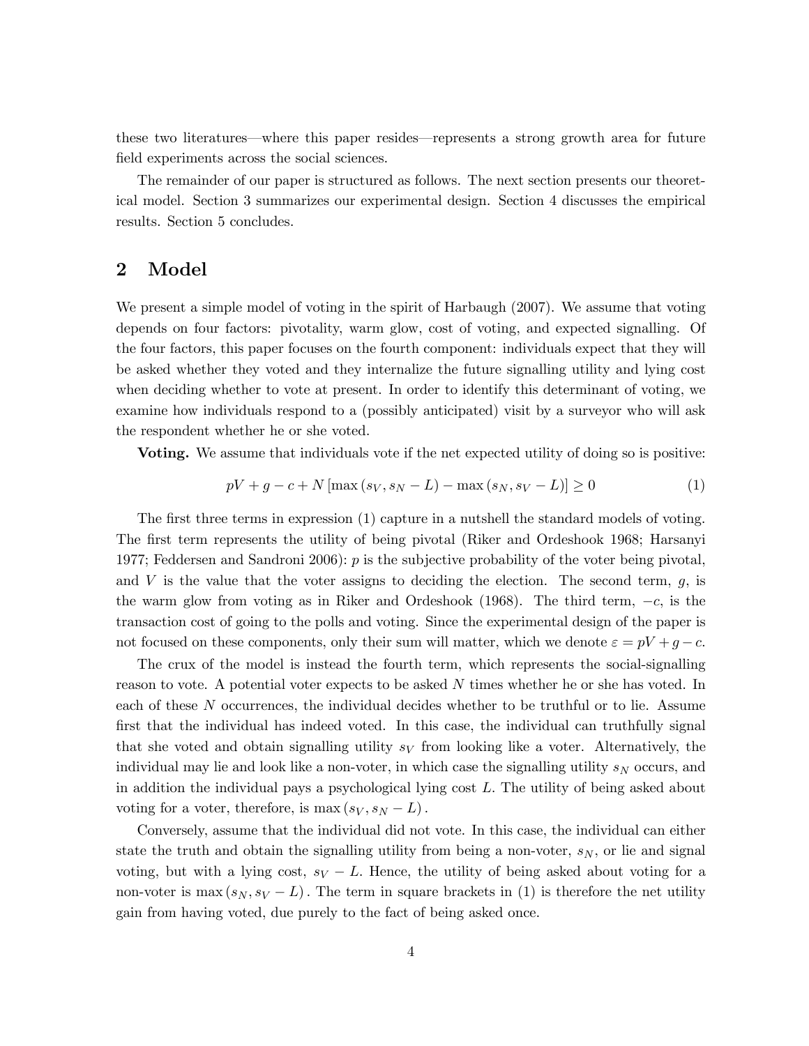these two literatures—where this paper resides—represents a strong growth area for future field experiments across the social sciences.

The remainder of our paper is structured as follows. The next section presents our theoretical model. Section 3 summarizes our experimental design. Section 4 discusses the empirical results. Section 5 concludes.

## 2 Model

We present a simple model of voting in the spirit of Harbaugh (2007). We assume that voting depends on four factors: pivotality, warm glow, cost of voting, and expected signalling. Of the four factors, this paper focuses on the fourth component: individuals expect that they will be asked whether they voted and they internalize the future signalling utility and lying cost when deciding whether to vote at present. In order to identify this determinant of voting, we examine how individuals respond to a (possibly anticipated) visit by a surveyor who will ask the respondent whether he or she voted.

**Voting.** We assume that individuals vote if the net expected utility of doing so is positive:

$$pV + g - c + N\left[\max\left(s_V, s_N - L\right) - \max\left(s_N, s_V - L\right)\right] \geq 0 \tag{1}$$

The first three terms in expression (1) capture in a nutshell the standard models of voting. The first term represents the utility of being pivotal (Riker and Ordeshook 1968; Harsanyi 1977; Feddersen and Sandroni 2006): $p$ is the subjective probability of the voter being pivotal, and $V$ is the value that the voter assigns to deciding the election. The second term, $g$, is the warm glow from voting as in Riker and Ordeshook (1968). The third term, $-c$, is the transaction cost of going to the polls and voting. Since the experimental design of the paper is not focused on these components, only their sum will matter, which we denote $\varepsilon = pV + g - c$.

The crux of the model is instead the fourth term, which represents the social-signalling reason to vote. A potential voter expects to be asked $N$ times whether he or she has voted. In each of these $N$ occurrences, the individual decides whether to be truthful or to lie. Assume first that the individual has indeed voted. In this case, the individual can truthfully signal that she voted and obtain signalling utility $s_V$ from looking like a voter. Alternatively, the individual may lie and look like a non-voter, in which case the signalling utility $s_N$ occurs, and in addition the individual pays a psychological lying cost $L$. The utility of being asked about voting for a voter, therefore, is $\max\left(s_V, s_N - L\right).$

Conversely, assume that the individual did not vote. In this case, the individual can either state the truth and obtain the signalling utility from being a non-voter, $s_N$, or lie and signal voting, but with a lying cost, $s_V - L$. Hence, the utility of being asked about voting for a non-voter is $\max\left(s_N, s_V - L\right).$ The term in square brackets in (1) is therefore the net utility gain from having voted, due purely to the fact of being asked once.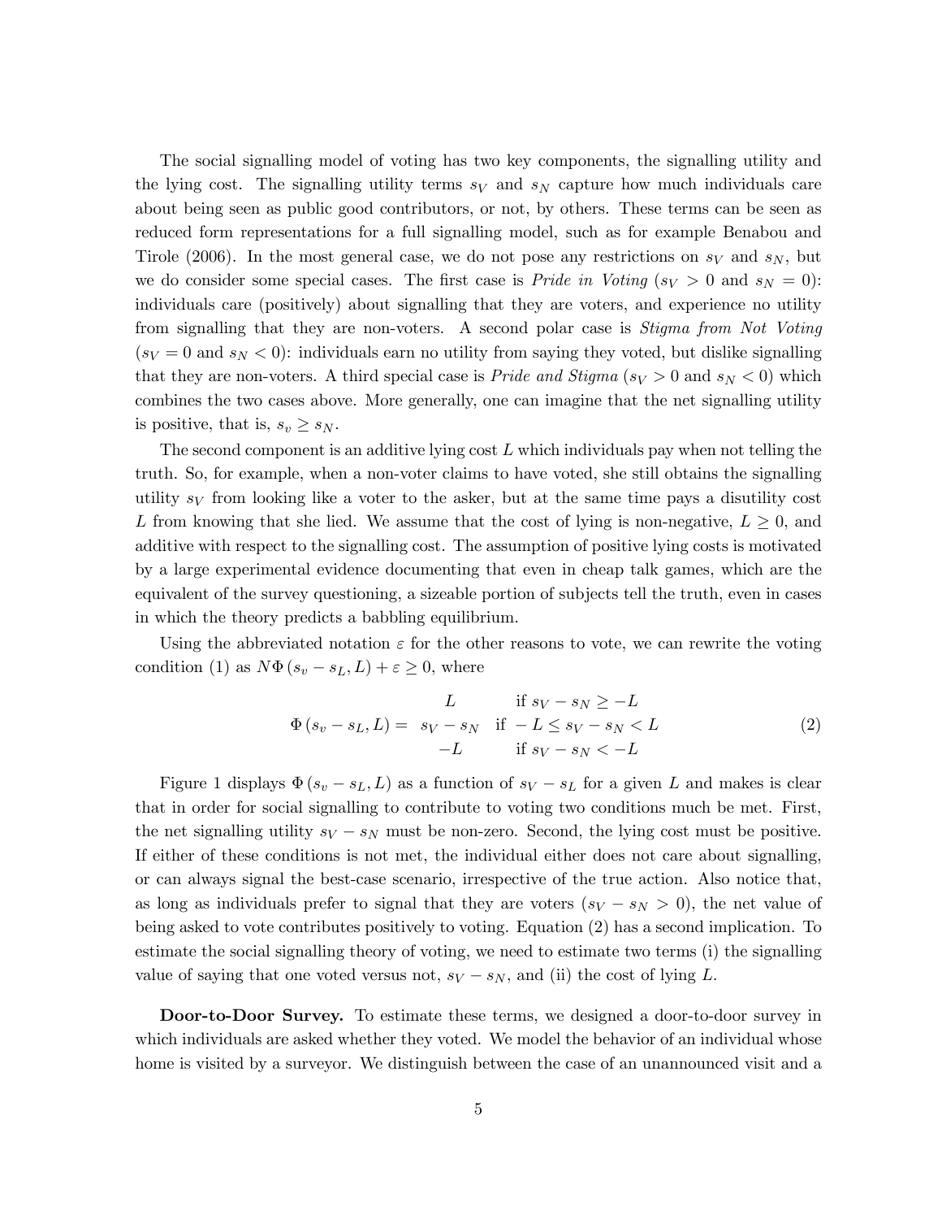The social signalling model of voting has two key components, the signalling utility and the lying cost. The signalling utility terms $s_V$ and $s_N$ capture how much individuals care about being seen as public good contributors, or not, by others. These terms can be seen as reduced form representations for a full signalling model, such as for example Benabou and Tirole (2006). In the most general case, we do not pose any restrictions on $s_V$ and $s_N$, but we do consider some special cases. The first case is *Pride in Voting* ($s_V > 0$ and $s_N = 0$): individuals care (positively) about signalling that they are voters, and experience no utility from signalling that they are non-voters. A second polar case is *Stigma from Not Voting* ($s_V = 0$ and $s_N < 0$): individuals earn no utility from saying they voted, but dislike signalling that they are non-voters. A third special case is *Pride and Stigma* ($s_V > 0$ and $s_N < 0$) which combines the two cases above. More generally, one can imagine that the net signalling utility is positive, that is, $s_v \geq s_N$.

The second component is an additive lying cost $L$ which individuals pay when not telling the truth. So, for example, when a non-voter claims to have voted, she still obtains the signalling utility $s_V$ from looking like a voter to the asker, but at the same time pays a disutility cost $L$ from knowing that she lied. We assume that the cost of lying is non-negative, $L \geq 0$, and additive with respect to the signalling cost. The assumption of positive lying costs is motivated by a large experimental evidence documenting that even in cheap talk games, which are the equivalent of the survey questioning, a sizeable portion of subjects tell the truth, even in cases in which the theory predicts a babbling equilibrium.

Using the abbreviated notation $\varepsilon$ for the other reasons to vote, we can rewrite the voting condition (1) as $N\Phi(s_v - s_L, L) + \varepsilon \geq 0$, where

$$\Phi(s_v - s_L, L) = \begin{array}{ll} L & \text{if } s_V - s_N \geq -L \\ s_V - s_N & \text{if } -L \leq s_V - s_N < L \\ -L & \text{if } s_V - s_N < -L \end{array} \tag{2}$$

Figure 1 displays $\Phi(s_v - s_L, L)$ as a function of $s_V - s_L$ for a given $L$ and makes is clear that in order for social signalling to contribute to voting two conditions much be met. First, the net signalling utility $s_V - s_N$ must be non-zero. Second, the lying cost must be positive. If either of these conditions is not met, the individual either does not care about signalling, or can always signal the best-case scenario, irrespective of the true action. Also notice that, as long as individuals prefer to signal that they are voters ($s_V - s_N > 0$), the net value of being asked to vote contributes positively to voting. Equation (2) has a second implication. To estimate the social signalling theory of voting, we need to estimate two terms (i) the signalling value of saying that one voted versus not, $s_V - s_N$, and (ii) the cost of lying $L$.

**Door-to-Door Survey.** To estimate these terms, we designed a door-to-door survey in which individuals are asked whether they voted. We model the behavior of an individual whose home is visited by a surveyor. We distinguish between the case of an unannounced visit and a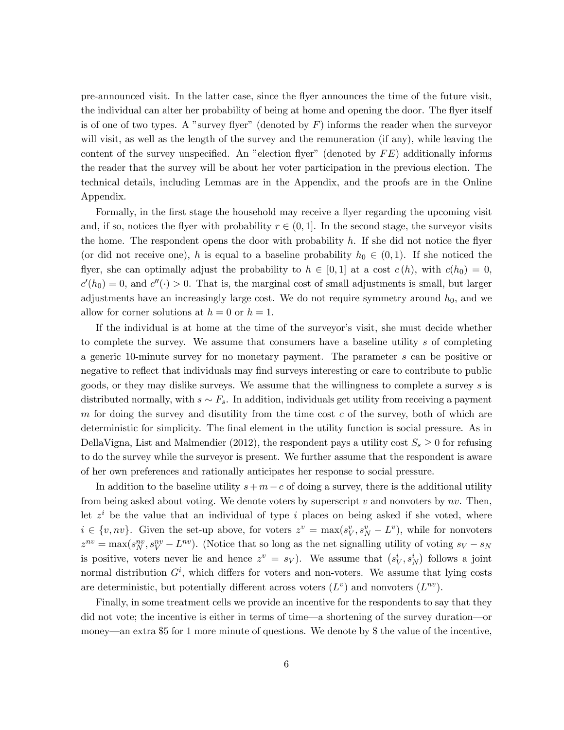pre-announced visit. In the latter case, since the flyer announces the time of the future visit, the individual can alter her probability of being at home and opening the door. The flyer itself is of one of two types. A "survey flyer" (denoted by $F$) informs the reader when the surveyor will visit, as well as the length of the survey and the remuneration (if any), while leaving the content of the survey unspecified. An "election flyer" (denoted by $FE$) additionally informs the reader that the survey will be about her voter participation in the previous election. The technical details, including Lemmas are in the Appendix, and the proofs are in the Online Appendix.

Formally, in the first stage the household may receive a flyer regarding the upcoming visit and, if so, notices the flyer with probability $r \in (0, 1]$. In the second stage, the surveyor visits the home. The respondent opens the door with probability $h$. If she did not notice the flyer (or did not receive one), $h$ is equal to a baseline probability $h_0 \in (0, 1)$. If she noticed the flyer, she can optimally adjust the probability to $h \in [0, 1]$ at a cost $c(h)$, with $c(h_0) = 0$, $c'(h_0) = 0$, and $c''(\cdot) > 0$. That is, the marginal cost of small adjustments is small, but larger adjustments have an increasingly large cost. We do not require symmetry around $h_0$, and we allow for corner solutions at $h = 0$ or $h = 1$.

If the individual is at home at the time of the surveyor's visit, she must decide whether to complete the survey. We assume that consumers have a baseline utility $s$ of completing a generic 10-minute survey for no monetary payment. The parameter $s$ can be positive or negative to reflect that individuals may find surveys interesting or care to contribute to public goods, or they may dislike surveys. We assume that the willingness to complete a survey $s$ is distributed normally, with $s \sim F_s$. In addition, individuals get utility from receiving a payment $m$ for doing the survey and disutility from the time cost $c$ of the survey, both of which are deterministic for simplicity. The final element in the utility function is social pressure. As in DellaVigna, List and Malmendier (2012), the respondent pays a utility cost $S_s \geq 0$ for refusing to do the survey while the surveyor is present. We further assume that the respondent is aware of her own preferences and rationally anticipates her response to social pressure.

In addition to the baseline utility $s + m - c$ of doing a survey, there is the additional utility from being asked about voting. We denote voters by superscript $v$ and nonvoters by $nv$. Then, let $z^i$ be the value that an individual of type $i$ places on being asked if she voted, where $i \in \{v, nv\}$. Given the set-up above, for voters $z^v = \max(s_V^v, s_N^v - L^v)$, while for nonvoters $z^{nv} = \max(s_N^{nv}, s_V^{nv} - L^{nv})$. (Notice that so long as the net signalling utility of voting $s_V - s_N$ is positive, voters never lie and hence $z^v = s_V$). We assume that $(s_V^i, s_N^i)$ follows a joint normal distribution $G^i$, which differs for voters and non-voters. We assume that lying costs are deterministic, but potentially different across voters ($L^v$) and nonvoters ($L^{nv}$).

Finally, in some treatment cells we provide an incentive for the respondents to say that they did not vote; the incentive is either in terms of time—a shortening of the survey duration—or money—an extra \$5 for 1 more minute of questions. We denote by \$ the value of the incentive,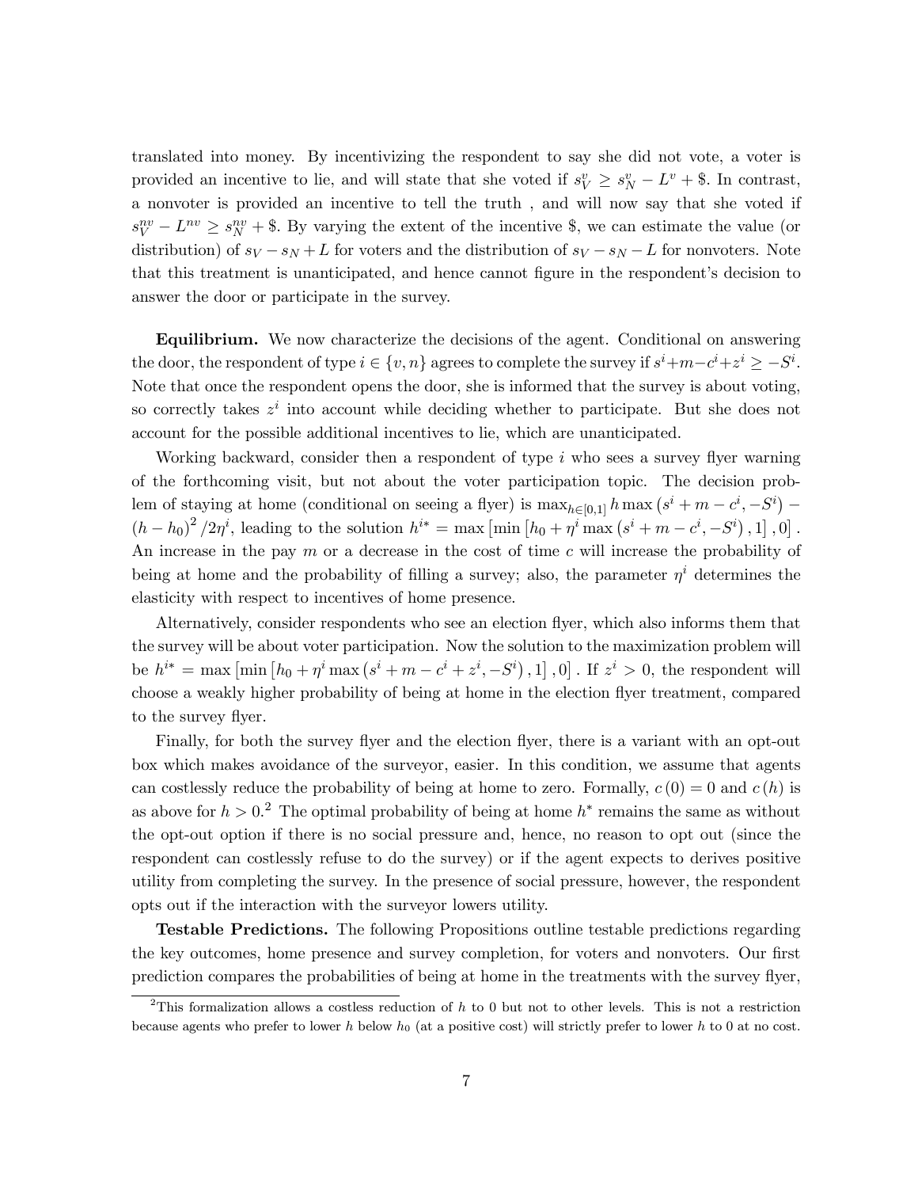translated into money. By incentivizing the respondent to say she did not vote, a voter is provided an incentive to lie, and will state that she voted if $s_V^v \geq s_N^v - L^v + \$$. In contrast, a nonvoter is provided an incentive to tell the truth , and will now say that she voted if $s_V^{nv} - L^{nv} \geq s_N^{nv} + \$$. By varying the extent of the incentive \$, we can estimate the value (or distribution) of $s_V - s_N + L$ for voters and the distribution of $s_V - s_N - L$ for nonvoters. Note that this treatment is unanticipated, and hence cannot figure in the respondent's decision to answer the door or participate in the survey.

**Equilibrium.** We now characterize the decisions of the agent. Conditional on answering the door, the respondent of type $i \in \{v, n\}$ agrees to complete the survey if $s^i + m - c^i + z^i \geq -S^i$. Note that once the respondent opens the door, she is informed that the survey is about voting, so correctly takes $z^i$ into account while deciding whether to participate. But she does not account for the possible additional incentives to lie, which are unanticipated.

Working backward, consider then a respondent of type $i$ who sees a survey flyer warning of the forthcoming visit, but not about the voter participation topic. The decision problem of staying at home (conditional on seeing a flyer) is $\max_{h \in [0,1]} h \max\left(s^i + m - c^i, -S^i\right) - \left(h - h_0\right)^2 / 2\eta^i$, leading to the solution $h^{i*} = \max\left[\min\left[h_0 + \eta^i \max\left(s^i + m - c^i, -S^i\right), 1\right], 0\right]$. An increase in the pay $m$ or a decrease in the cost of time $c$ will increase the probability of being at home and the probability of filling a survey; also, the parameter $\eta^i$ determines the elasticity with respect to incentives of home presence.

Alternatively, consider respondents who see an election flyer, which also informs them that the survey will be about voter participation. Now the solution to the maximization problem will be $h^{i*} = \max\left[\min\left[h_0 + \eta^i \max\left(s^i + m - c^i + z^i, -S^i\right), 1\right], 0\right]$. If $z^i > 0$, the respondent will choose a weakly higher probability of being at home in the election flyer treatment, compared to the survey flyer.

Finally, for both the survey flyer and the election flyer, there is a variant with an opt-out box which makes avoidance of the surveyor, easier. In this condition, we assume that agents can costlessly reduce the probability of being at home to zero. Formally, $c(0) = 0$ and $c(h)$ is as above for $h > 0$.[2] The optimal probability of being at home $h^*$ remains the same as without the opt-out option if there is no social pressure and, hence, no reason to opt out (since the respondent can costlessly refuse to do the survey) or if the agent expects to derives positive utility from completing the survey. In the presence of social pressure, however, the respondent opts out if the interaction with the surveyor lowers utility.

**Testable Predictions.** The following Propositions outline testable predictions regarding the key outcomes, home presence and survey completion, for voters and nonvoters. Our first prediction compares the probabilities of being at home in the treatments with the survey flyer,

[2] This formalization allows a costless reduction of $h$ to 0 but not to other levels. This is not a restriction because agents who prefer to lower $h$ below $h_0$ (at a positive cost) will strictly prefer to lower $h$ to 0 at no cost.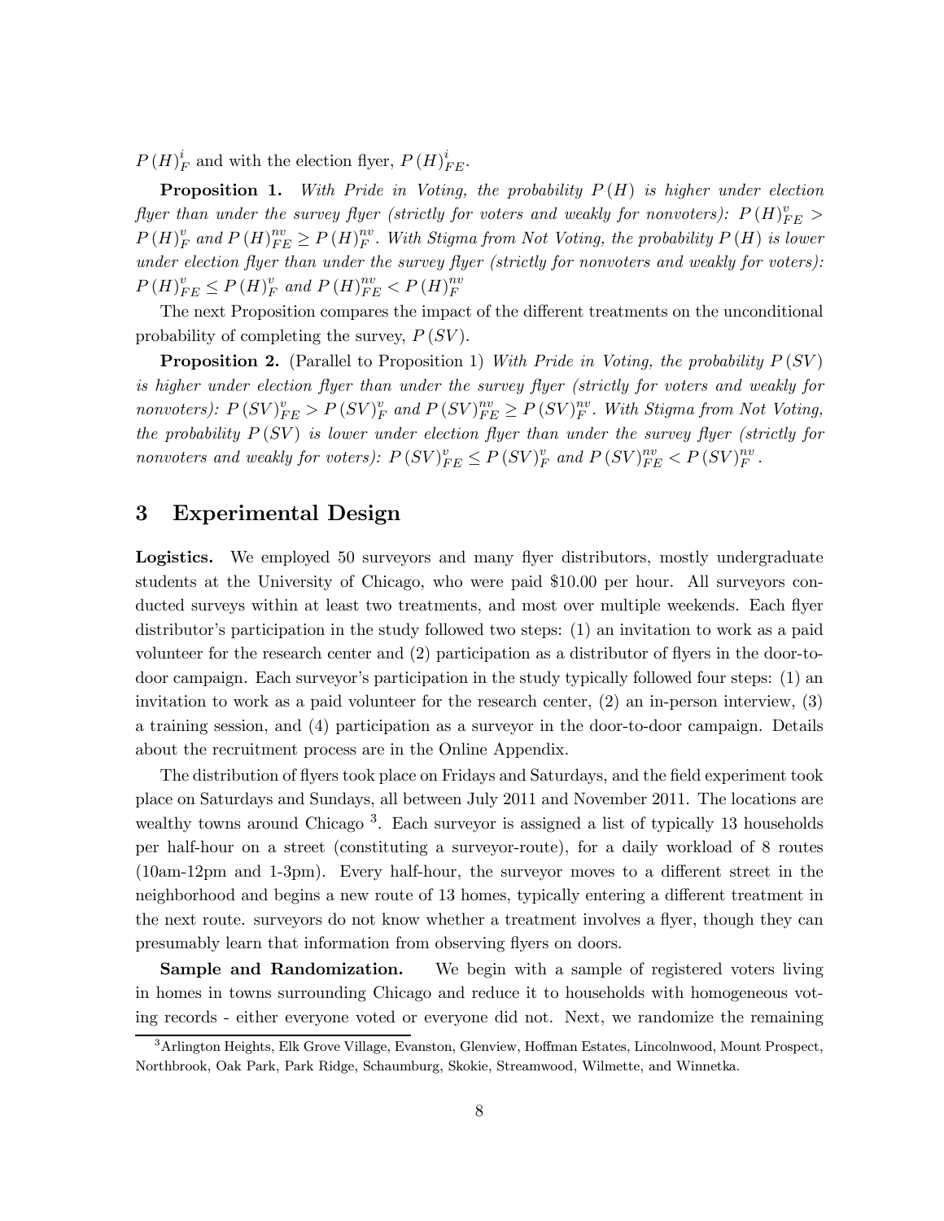$P(H)_F^i$ and with the election flyer, $P(H)_{FE}^i$.

**Proposition 1.** *With Pride in Voting, the probability $P(H)$ is higher under election flyer than under the survey flyer (strictly for voters and weakly for nonvoters): $P(H)_{FE}^v > P(H)_F^v$ and $P(H)_{FE}^{nv} \geq P(H)_F^{nv}$. With Stigma from Not Voting, the probability $P(H)$ is lower under election flyer than under the survey flyer (strictly for nonvoters and weakly for voters): $P(H)_{FE}^v \leq P(H)_F^v$ and $P(H)_{FE}^{nv} < P(H)_F^{nv}$*

The next Proposition compares the impact of the different treatments on the unconditional probability of completing the survey, $P(SV)$.

**Proposition 2.** (Parallel to Proposition 1) *With Pride in Voting, the probability $P(SV)$ is higher under election flyer than under the survey flyer (strictly for voters and weakly for nonvoters): $P(SV)_{FE}^v > P(SV)_F^v$ and $P(SV)_{FE}^{nv} \geq P(SV)_F^{nv}$. With Stigma from Not Voting, the probability $P(SV)$ is lower under election flyer than under the survey flyer (strictly for nonvoters and weakly for voters): $P(SV)_{FE}^v \leq P(SV)_F^v$ and $P(SV)_{FE}^{nv} < P(SV)_F^{nv}$.*

## 3 Experimental Design

**Logistics.** We employed 50 surveyors and many flyer distributors, mostly undergraduate students at the University of Chicago, who were paid \$10.00 per hour. All surveyors conducted surveys within at least two treatments, and most over multiple weekends. Each flyer distributor's participation in the study followed two steps: (1) an invitation to work as a paid volunteer for the research center and (2) participation as a distributor of flyers in the door-to-door campaign. Each surveyor's participation in the study typically followed four steps: (1) an invitation to work as a paid volunteer for the research center, (2) an in-person interview, (3) a training session, and (4) participation as a surveyor in the door-to-door campaign. Details about the recruitment process are in the Online Appendix.

The distribution of flyers took place on Fridays and Saturdays, and the field experiment took place on Saturdays and Sundays, all between July 2011 and November 2011. The locations are wealthy towns around Chicago [3]. Each surveyor is assigned a list of typically 13 households per half-hour on a street (constituting a surveyor-route), for a daily workload of 8 routes (10am-12pm and 1-3pm). Every half-hour, the surveyor moves to a different street in the neighborhood and begins a new route of 13 homes, typically entering a different treatment in the next route. surveyors do not know whether a treatment involves a flyer, though they can presumably learn that information from observing flyers on doors.

**Sample and Randomization.** We begin with a sample of registered voters living in homes in towns surrounding Chicago and reduce it to households with homogeneous voting records - either everyone voted or everyone did not. Next, we randomize the remaining

[3] Arlington Heights, Elk Grove Village, Evanston, Glenview, Hoffman Estates, Lincolnwood, Mount Prospect, Northbrook, Oak Park, Park Ridge, Schaumburg, Skokie, Streamwood, Wilmette, and Winnetka.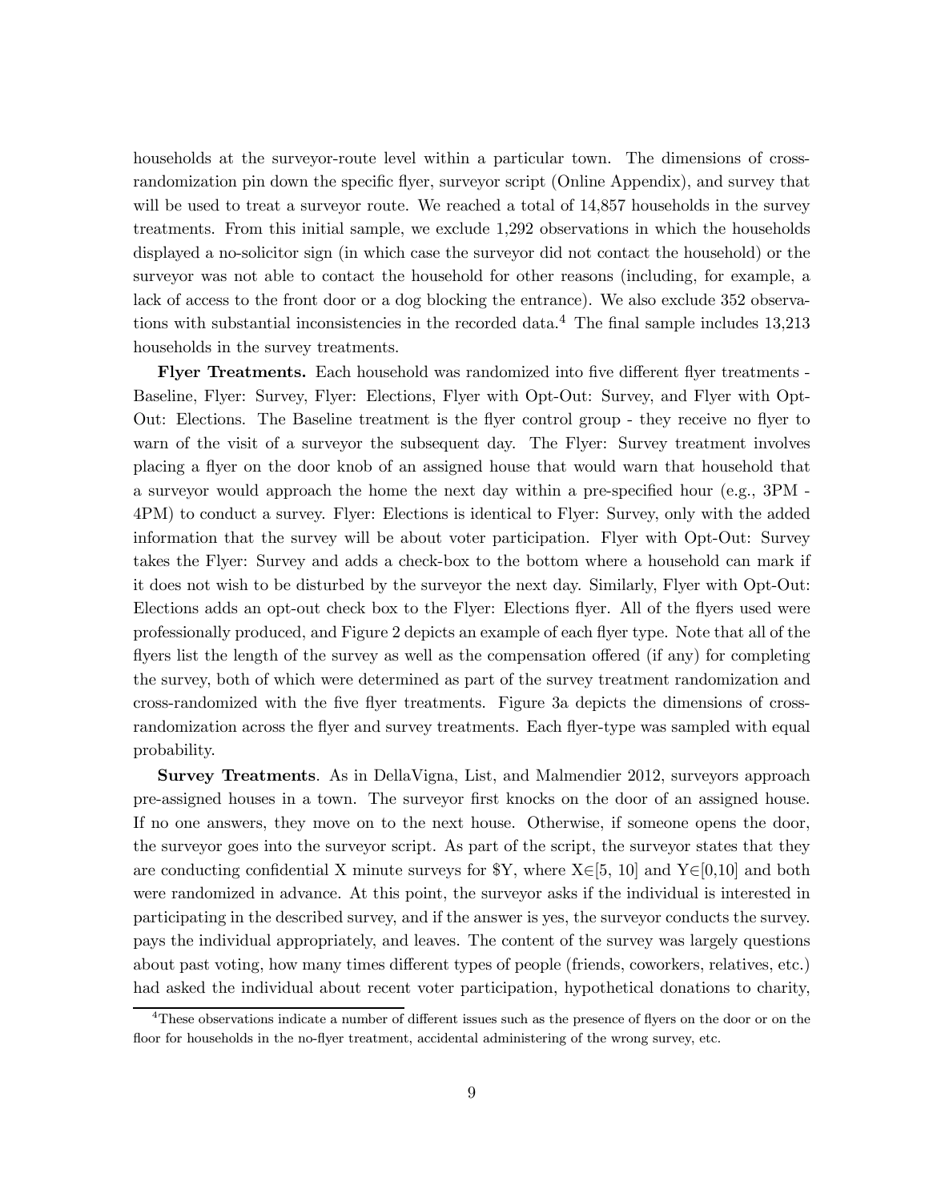households at the surveyor-route level within a particular town. The dimensions of cross-randomization pin down the specific flyer, surveyor script (Online Appendix), and survey that will be used to treat a surveyor route. We reached a total of 14,857 households in the survey treatments. From this initial sample, we exclude 1,292 observations in which the households displayed a no-solicitor sign (in which case the surveyor did not contact the household) or the surveyor was not able to contact the household for other reasons (including, for example, a lack of access to the front door or a dog blocking the entrance). We also exclude 352 observations with substantial inconsistencies in the recorded data.[4] The final sample includes 13,213 households in the survey treatments.

**Flyer Treatments.** Each household was randomized into five different flyer treatments - Baseline, Flyer: Survey, Flyer: Elections, Flyer with Opt-Out: Survey, and Flyer with Opt-Out: Elections. The Baseline treatment is the flyer control group - they receive no flyer to warn of the visit of a surveyor the subsequent day. The Flyer: Survey treatment involves placing a flyer on the door knob of an assigned house that would warn that household that a surveyor would approach the home the next day within a pre-specified hour (e.g., 3PM - 4PM) to conduct a survey. Flyer: Elections is identical to Flyer: Survey, only with the added information that the survey will be about voter participation. Flyer with Opt-Out: Survey takes the Flyer: Survey and adds a check-box to the bottom where a household can mark if it does not wish to be disturbed by the surveyor the next day. Similarly, Flyer with Opt-Out: Elections adds an opt-out check box to the Flyer: Elections flyer. All of the flyers used were professionally produced, and Figure 2 depicts an example of each flyer type. Note that all of the flyers list the length of the survey as well as the compensation offered (if any) for completing the survey, both of which were determined as part of the survey treatment randomization and cross-randomized with the five flyer treatments. Figure 3a depicts the dimensions of cross-randomization across the flyer and survey treatments. Each flyer-type was sampled with equal probability.

**Survey Treatments**. As in DellaVigna, List, and Malmendier 2012, surveyors approach pre-assigned houses in a town. The surveyor first knocks on the door of an assigned house. If no one answers, they move on to the next house. Otherwise, if someone opens the door, the surveyor goes into the surveyor script. As part of the script, the surveyor states that they are conducting confidential X minute surveys for \$Y, where $X \in [5, 10]$ and $Y \in [0,10]$ and both were randomized in advance. At this point, the surveyor asks if the individual is interested in participating in the described survey, and if the answer is yes, the surveyor conducts the survey. pays the individual appropriately, and leaves. The content of the survey was largely questions about past voting, how many times different types of people (friends, coworkers, relatives, etc.) had asked the individual about recent voter participation, hypothetical donations to charity,

[4] These observations indicate a number of different issues such as the presence of flyers on the door or on the floor for households in the no-flyer treatment, accidental administering of the wrong survey, etc.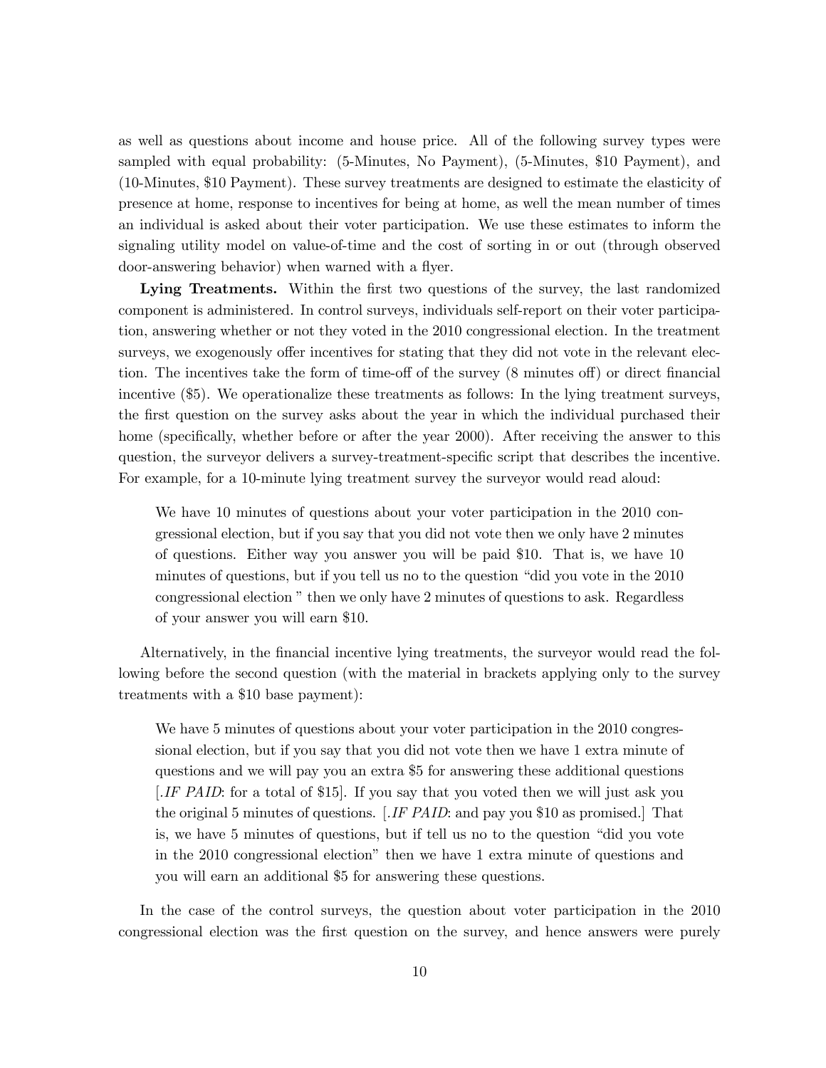as well as questions about income and house price. All of the following survey types were sampled with equal probability: (5-Minutes, No Payment), (5-Minutes, \$10 Payment), and (10-Minutes, \$10 Payment). These survey treatments are designed to estimate the elasticity of presence at home, response to incentives for being at home, as well the mean number of times an individual is asked about their voter participation. We use these estimates to inform the signaling utility model on value-of-time and the cost of sorting in or out (through observed door-answering behavior) when warned with a flyer.

**Lying Treatments.** Within the first two questions of the survey, the last randomized component is administered. In control surveys, individuals self-report on their voter participation, answering whether or not they voted in the 2010 congressional election. In the treatment surveys, we exogenously offer incentives for stating that they did not vote in the relevant election. The incentives take the form of time-off of the survey (8 minutes off) or direct financial incentive (\$5). We operationalize these treatments as follows: In the lying treatment surveys, the first question on the survey asks about the year in which the individual purchased their home (specifically, whether before or after the year 2000). After receiving the answer to this question, the surveyor delivers a survey-treatment-specific script that describes the incentive. For example, for a 10-minute lying treatment survey the surveyor would read aloud:

> We have 10 minutes of questions about your voter participation in the 2010 congressional election, but if you say that you did not vote then we only have 2 minutes of questions. Either way you answer you will be paid \$10. That is, we have 10 minutes of questions, but if you tell us no to the question "did you vote in the 2010 congressional election " then we only have 2 minutes of questions to ask. Regardless of your answer you will earn \$10.

Alternatively, in the financial incentive lying treatments, the surveyor would read the following before the second question (with the material in brackets applying only to the survey treatments with a \$10 base payment):

> We have 5 minutes of questions about your voter participation in the 2010 congressional election, but if you say that you did not vote then we have 1 extra minute of questions and we will pay you an extra \$5 for answering these additional questions [.*IF PAID*: for a total of \$15]. If you say that you voted then we will just ask you the original 5 minutes of questions. [.*IF PAID*: and pay you \$10 as promised.] That is, we have 5 minutes of questions, but if tell us no to the question "did you vote in the 2010 congressional election" then we have 1 extra minute of questions and you will earn an additional \$5 for answering these questions.

In the case of the control surveys, the question about voter participation in the 2010 congressional election was the first question on the survey, and hence answers were purely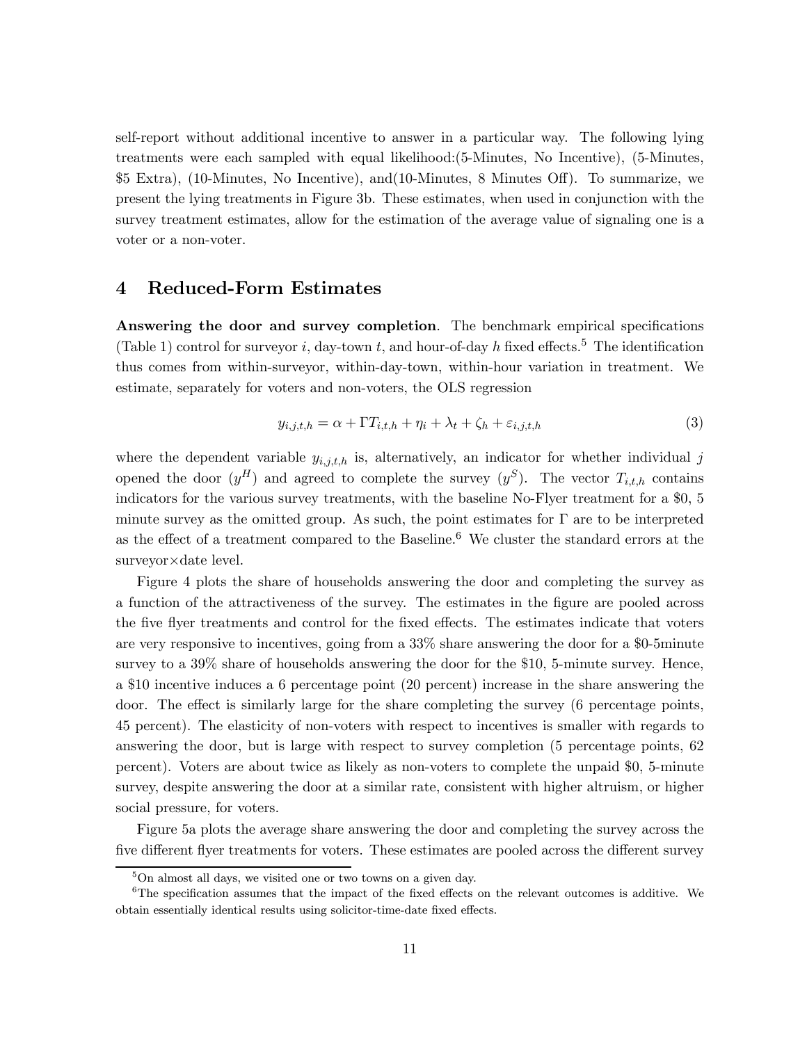self-report without additional incentive to answer in a particular way. The following lying treatments were each sampled with equal likelihood:(5-Minutes, No Incentive), (5-Minutes, $5 Extra), (10-Minutes, No Incentive), and(10-Minutes, 8 Minutes Off). To summarize, we present the lying treatments in Figure 3b. These estimates, when used in conjunction with the survey treatment estimates, allow for the estimation of the average value of signaling one is a voter or a non-voter.

# 4 Reduced-Form Estimates

**Answering the door and survey completion**. The benchmark empirical specifications (Table 1) control for surveyor $i$, day-town $t$, and hour-of-day $h$ fixed effects.[5] The identification thus comes from within-surveyor, within-day-town, within-hour variation in treatment. We estimate, separately for voters and non-voters, the OLS regression

$$y_{i,j,t,h} = \alpha + \Gamma T_{i,t,h} + \eta_i + \lambda_t + \zeta_h + \varepsilon_{i,j,t,h} \tag{3}$$

where the dependent variable $y_{i,j,t,h}$ is, alternatively, an indicator for whether individual $j$ opened the door ($y^H$) and agreed to complete the survey ($y^S$). The vector $T_{i,t,h}$ contains indicators for the various survey treatments, with the baseline No-Flyer treatment for a $0, 5 minute survey as the omitted group. As such, the point estimates for $\Gamma$ are to be interpreted as the effect of a treatment compared to the Baseline.[6] We cluster the standard errors at the surveyor×date level.

Figure 4 plots the share of households answering the door and completing the survey as a function of the attractiveness of the survey. The estimates in the figure are pooled across the five flyer treatments and control for the fixed effects. The estimates indicate that voters are very responsive to incentives, going from a 33% share answering the door for a $0-5minute survey to a 39% share of households answering the door for the $10, 5-minute survey. Hence, a $10 incentive induces a 6 percentage point (20 percent) increase in the share answering the door. The effect is similarly large for the share completing the survey (6 percentage points, 45 percent). The elasticity of non-voters with respect to incentives is smaller with regards to answering the door, but is large with respect to survey completion (5 percentage points, 62 percent). Voters are about twice as likely as non-voters to complete the unpaid $0, 5-minute survey, despite answering the door at a similar rate, consistent with higher altruism, or higher social pressure, for voters.

Figure 5a plots the average share answering the door and completing the survey across the five different flyer treatments for voters. These estimates are pooled across the different survey

---

[5] On almost all days, we visited one or two towns on a given day.

[6] The specification assumes that the impact of the fixed effects on the relevant outcomes is additive. We obtain essentially identical results using solicitor-time-date fixed effects.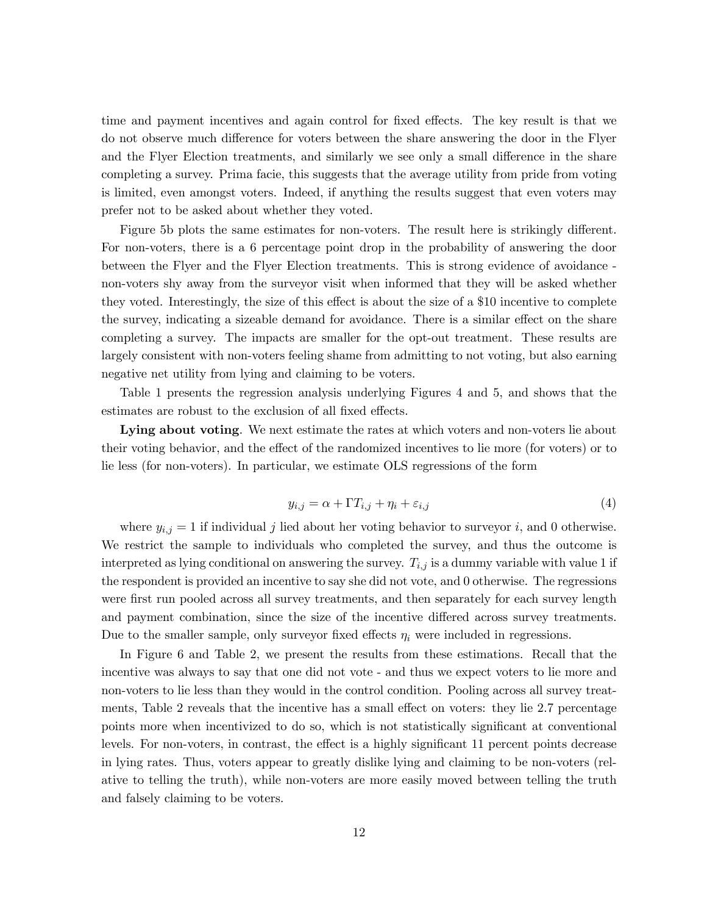time and payment incentives and again control for fixed effects. The key result is that we do not observe much difference for voters between the share answering the door in the Flyer and the Flyer Election treatments, and similarly we see only a small difference in the share completing a survey. Prima facie, this suggests that the average utility from pride from voting is limited, even amongst voters. Indeed, if anything the results suggest that even voters may prefer not to be asked about whether they voted.

Figure 5b plots the same estimates for non-voters. The result here is strikingly different. For non-voters, there is a 6 percentage point drop in the probability of answering the door between the Flyer and the Flyer Election treatments. This is strong evidence of avoidance - non-voters shy away from the surveyor visit when informed that they will be asked whether they voted. Interestingly, the size of this effect is about the size of a \$10 incentive to complete the survey, indicating a sizeable demand for avoidance. There is a similar effect on the share completing a survey. The impacts are smaller for the opt-out treatment. These results are largely consistent with non-voters feeling shame from admitting to not voting, but also earning negative net utility from lying and claiming to be voters.

Table 1 presents the regression analysis underlying Figures 4 and 5, and shows that the estimates are robust to the exclusion of all fixed effects.

**Lying about voting**. We next estimate the rates at which voters and non-voters lie about their voting behavior, and the effect of the randomized incentives to lie more (for voters) or to lie less (for non-voters). In particular, we estimate OLS regressions of the form

$$y_{i,j} = \alpha + \Gamma T_{i,j} + \eta_i + \varepsilon_{i,j} \tag{4}$$

where $y_{i,j} = 1$ if individual $j$ lied about her voting behavior to surveyor $i$, and 0 otherwise. We restrict the sample to individuals who completed the survey, and thus the outcome is interpreted as lying conditional on answering the survey. $T_{i,j}$ is a dummy variable with value 1 if the respondent is provided an incentive to say she did not vote, and 0 otherwise. The regressions were first run pooled across all survey treatments, and then separately for each survey length and payment combination, since the size of the incentive differed across survey treatments. Due to the smaller sample, only surveyor fixed effects $\eta_i$ were included in regressions.

In Figure 6 and Table 2, we present the results from these estimations. Recall that the incentive was always to say that one did not vote - and thus we expect voters to lie more and non-voters to lie less than they would in the control condition. Pooling across all survey treatments, Table 2 reveals that the incentive has a small effect on voters: they lie 2.7 percentage points more when incentivized to do so, which is not statistically significant at conventional levels. For non-voters, in contrast, the effect is a highly significant 11 percent points decrease in lying rates. Thus, voters appear to greatly dislike lying and claiming to be non-voters (relative to telling the truth), while non-voters are more easily moved between telling the truth and falsely claiming to be voters.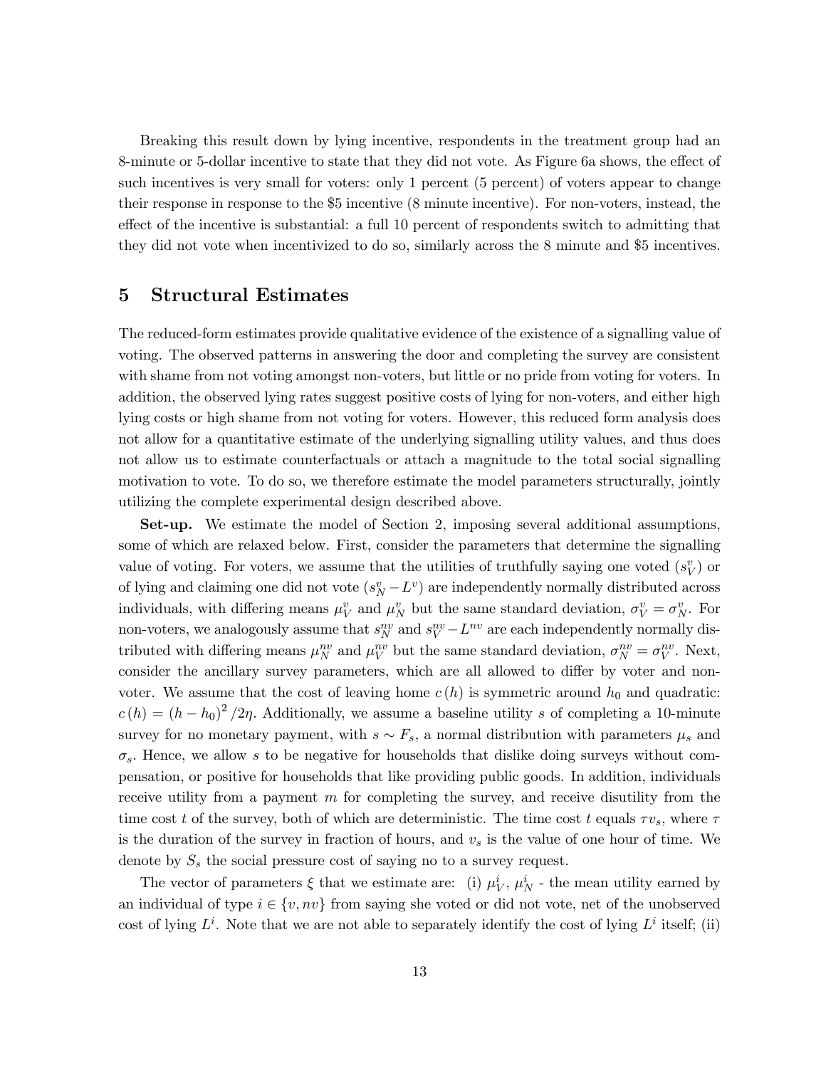Breaking this result down by lying incentive, respondents in the treatment group had an 8-minute or 5-dollar incentive to state that they did not vote. As Figure 6a shows, the effect of such incentives is very small for voters: only 1 percent (5 percent) of voters appear to change their response in response to the \$5 incentive (8 minute incentive). For non-voters, instead, the effect of the incentive is substantial: a full 10 percent of respondents switch to admitting that they did not vote when incentivized to do so, similarly across the 8 minute and \$5 incentives.

## 5 Structural Estimates

The reduced-form estimates provide qualitative evidence of the existence of a signalling value of voting. The observed patterns in answering the door and completing the survey are consistent with shame from not voting amongst non-voters, but little or no pride from voting for voters. In addition, the observed lying rates suggest positive costs of lying for non-voters, and either high lying costs or high shame from not voting for voters. However, this reduced form analysis does not allow for a quantitative estimate of the underlying signalling utility values, and thus does not allow us to estimate counterfactuals or attach a magnitude to the total social signalling motivation to vote. To do so, we therefore estimate the model parameters structurally, jointly utilizing the complete experimental design described above.

**Set-up.** We estimate the model of Section 2, imposing several additional assumptions, some of which are relaxed below. First, consider the parameters that determine the signalling value of voting. For voters, we assume that the utilities of truthfully saying one voted ($s_V^v$) or of lying and claiming one did not vote ($s_N^v - L^v$) are independently normally distributed across individuals, with differing means $\mu_V^v$ and $\mu_N^v$ but the same standard deviation, $\sigma_V^v = \sigma_N^v$. For non-voters, we analogously assume that $s_N^{nv}$ and $s_V^{nv} - L^{nv}$ are each independently normally distributed with differing means $\mu_N^{nv}$ and $\mu_V^{nv}$ but the same standard deviation, $\sigma_N^{nv} = \sigma_V^{nv}$. Next, consider the ancillary survey parameters, which are all allowed to differ by voter and non-voter. We assume that the cost of leaving home $c(h)$ is symmetric around $h_0$ and quadratic: $c(h) = (h - h_0)^2 / 2\eta$. Additionally, we assume a baseline utility $s$ of completing a 10-minute survey for no monetary payment, with $s \sim F_s$, a normal distribution with parameters $\mu_s$ and $\sigma_s$. Hence, we allow $s$ to be negative for households that dislike doing surveys without compensation, or positive for households that like providing public goods. In addition, individuals receive utility from a payment $m$ for completing the survey, and receive disutility from the time cost $t$ of the survey, both of which are deterministic. The time cost $t$ equals $\tau v_s$, where $\tau$ is the duration of the survey in fraction of hours, and $v_s$ is the value of one hour of time. We denote by $S_s$ the social pressure cost of saying no to a survey request.

The vector of parameters $\xi$ that we estimate are: (i) $\mu_V^i$, $\mu_N^i$ - the mean utility earned by an individual of type $i \in \{v, nv\}$ from saying she voted or did not vote, net of the unobserved cost of lying $L^i$. Note that we are not able to separately identify the cost of lying $L^i$ itself; (ii)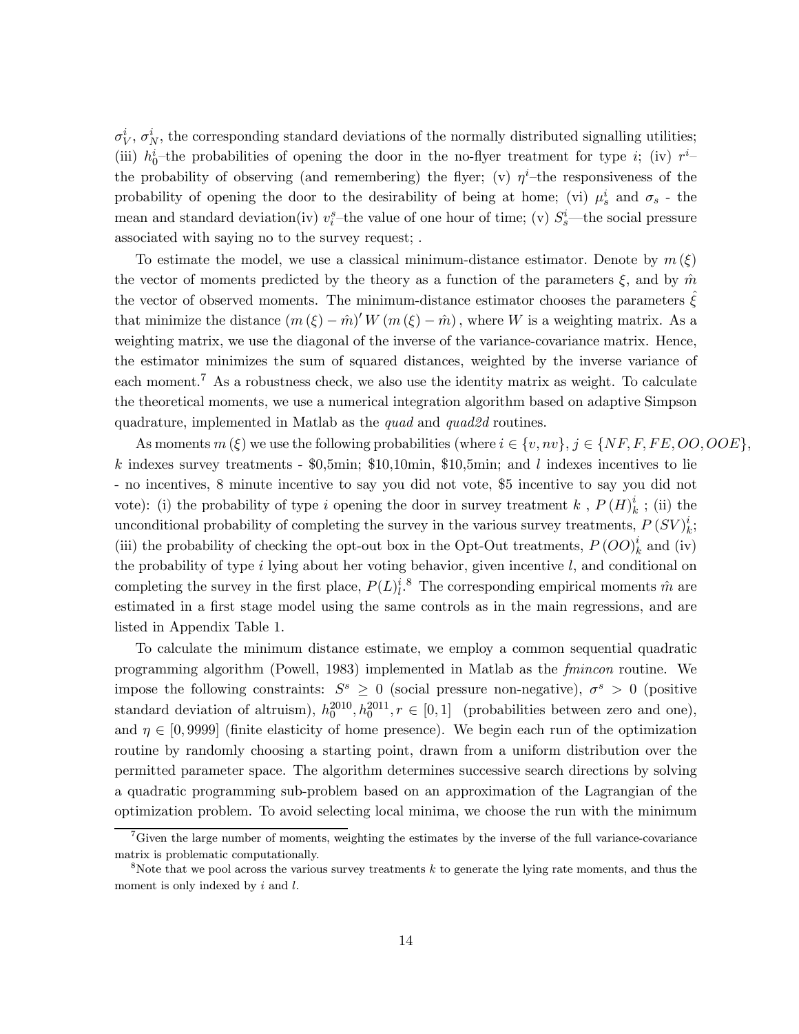$\sigma_V^i$, $\sigma_N^i$, the corresponding standard deviations of the normally distributed signalling utilities; (iii) $h_0^i$–the probabilities of opening the door in the no-flyer treatment for type $i$; (iv) $r^i$–the probability of observing (and remembering) the flyer; (v) $\eta^i$–the responsiveness of the probability of opening the door to the desirability of being at home; (vi) $\mu_s^i$ and $\sigma_s$ - the mean and standard deviation(iv) $v_i^s$–the value of one hour of time; (v) $S_s^i$—the social pressure associated with saying no to the survey request; .

To estimate the model, we use a classical minimum-distance estimator. Denote by $m(\xi)$ the vector of moments predicted by the theory as a function of the parameters $\xi$, and by $\hat{m}$ the vector of observed moments. The minimum-distance estimator chooses the parameters $\hat{\xi}$ that minimize the distance $(m(\xi) - \hat{m})' W (m(\xi) - \hat{m})$, where $W$ is a weighting matrix. As a weighting matrix, we use the diagonal of the inverse of the variance-covariance matrix. Hence, the estimator minimizes the sum of squared distances, weighted by the inverse variance of each moment.[7] As a robustness check, we also use the identity matrix as weight. To calculate the theoretical moments, we use a numerical integration algorithm based on adaptive Simpson quadrature, implemented in Matlab as the *quad* and *quad2d* routines.

As moments $m(\xi)$ we use the following probabilities (where $i \in \{v, nv\}$, $j \in \{NF, F, FE, OO, OOE\}$, $k$ indexes survey treatments - \$0,5min; \$10,10min, \$10,5min; and $l$ indexes incentives to lie - no incentives, 8 minute incentive to say you did not vote, \$5 incentive to say you did not vote): (i) the probability of type $i$ opening the door in survey treatment $k$ , $P(H)_k^i$ ; (ii) the unconditional probability of completing the survey in the various survey treatments, $P(SV)_k^i$; (iii) the probability of checking the opt-out box in the Opt-Out treatments, $P(OO)_k^i$ and (iv) the probability of type $i$ lying about her voting behavior, given incentive $l$, and conditional on completing the survey in the first place, $P(L)_l^i$.[8] The corresponding empirical moments $\hat{m}$ are estimated in a first stage model using the same controls as in the main regressions, and are listed in Appendix Table 1.

To calculate the minimum distance estimate, we employ a common sequential quadratic programming algorithm (Powell, 1983) implemented in Matlab as the *fmincon* routine. We impose the following constraints: $S^s \geq 0$ (social pressure non-negative), $\sigma^s > 0$ (positive standard deviation of altruism), $h_0^{2010}, h_0^{2011}, r \in [0, 1]$ (probabilities between zero and one), and $\eta \in [0, 9999]$ (finite elasticity of home presence). We begin each run of the optimization routine by randomly choosing a starting point, drawn from a uniform distribution over the permitted parameter space. The algorithm determines successive search directions by solving a quadratic programming sub-problem based on an approximation of the Lagrangian of the optimization problem. To avoid selecting local minima, we choose the run with the minimum

[7] Given the large number of moments, weighting the estimates by the inverse of the full variance-covariance matrix is problematic computationally.

[8] Note that we pool across the various survey treatments $k$ to generate the lying rate moments, and thus the moment is only indexed by $i$ and $l$.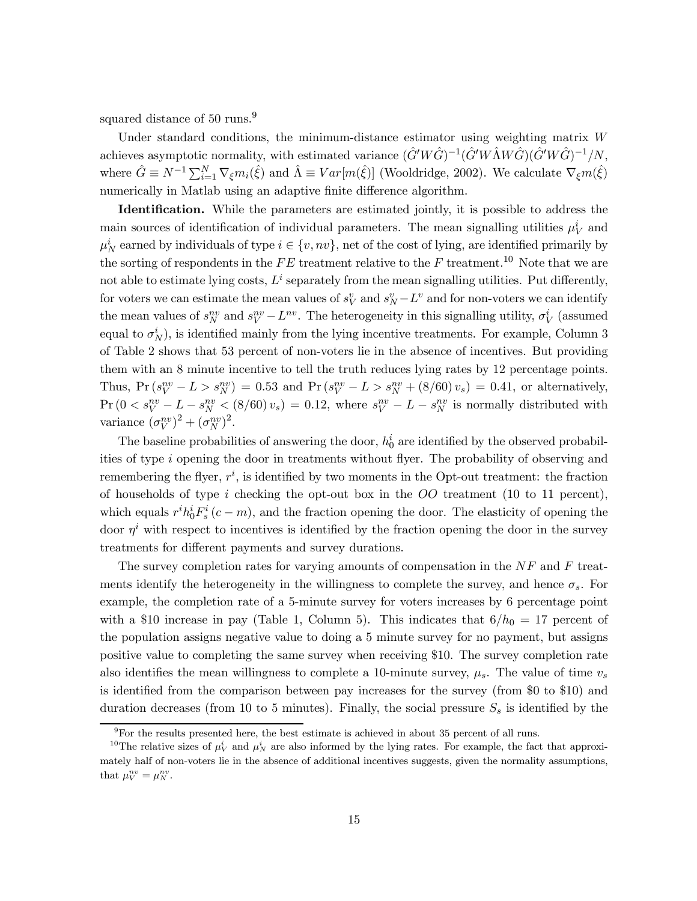squared distance of 50 runs.[9]

Under standard conditions, the minimum-distance estimator using weighting matrix $W$ achieves asymptotic normality, with estimated variance $(\hat{G}'W\hat{G})^{-1}(\hat{G}'W\hat{\Lambda}W\hat{G})(\hat{G}'W\hat{G})^{-1}/N$, where $\hat{G} \equiv N^{-1}\sum_{i=1}^{N}\nabla_{\xi}m_i(\hat{\xi})$ and $\hat{\Lambda} \equiv Var[m(\hat{\xi})]$ (Wooldridge, 2002). We calculate $\nabla_{\xi}m(\hat{\xi})$ numerically in Matlab using an adaptive finite difference algorithm.

**Identification.** While the parameters are estimated jointly, it is possible to address the main sources of identification of individual parameters. The mean signalling utilities $\mu_V^i$ and $\mu_N^i$ earned by individuals of type $i \in \{v, nv\}$, net of the cost of lying, are identified primarily by the sorting of respondents in the $FE$ treatment relative to the $F$ treatment.[10] Note that we are not able to estimate lying costs, $L^i$ separately from the mean signalling utilities. Put differently, for voters we can estimate the mean values of $s_V^v$ and $s_N^v - L^v$ and for non-voters we can identify the mean values of $s_N^{nv}$ and $s_V^{nv} - L^{nv}$. The heterogeneity in this signalling utility, $\sigma_V^i$ (assumed equal to $\sigma_N^i$), is identified mainly from the lying incentive treatments. For example, Column 3 of Table 2 shows that 53 percent of non-voters lie in the absence of incentives. But providing them with an 8 minute incentive to tell the truth reduces lying rates by 12 percentage points. Thus, $\Pr\left(s_V^{nv} - L > s_N^{nv}\right) = 0.53$ and $\Pr\left(s_V^{nv} - L > s_N^{nv} + (8/60)\,v_s\right) = 0.41$, or alternatively, $\Pr\left(0 < s_V^{nv} - L - s_N^{nv} < (8/60)\,v_s\right) = 0.12$, where $s_V^{nv} - L - s_N^{nv}$ is normally distributed with variance $(\sigma_V^{nv})^2 + (\sigma_N^{nv})^2$.

The baseline probabilities of answering the door, $h_0^i$ are identified by the observed probabilities of type $i$ opening the door in treatments without flyer. The probability of observing and remembering the flyer, $r^i$, is identified by two moments in the Opt-out treatment: the fraction of households of type $i$ checking the opt-out box in the $OO$ treatment (10 to 11 percent), which equals $r^i h_0^i F_s^i\,(c - m)$, and the fraction opening the door. The elasticity of opening the door $\eta^i$ with respect to incentives is identified by the fraction opening the door in the survey treatments for different payments and survey durations.

The survey completion rates for varying amounts of compensation in the $NF$ and $F$ treatments identify the heterogeneity in the willingness to complete the survey, and hence $\sigma_s$. For example, the completion rate of a 5-minute survey for voters increases by 6 percentage point with a \$10 increase in pay (Table 1, Column 5). This indicates that $6/h_0 = 17$ percent of the population assigns negative value to doing a 5 minute survey for no payment, but assigns positive value to completing the same survey when receiving \$10. The survey completion rate also identifies the mean willingness to complete a 10-minute survey, $\mu_s$. The value of time $v_s$ is identified from the comparison between pay increases for the survey (from \$0 to \$10) and duration decreases (from 10 to 5 minutes). Finally, the social pressure $S_s$ is identified by the

[9] For the results presented here, the best estimate is achieved in about 35 percent of all runs.

[10] The relative sizes of $\mu_V^i$ and $\mu_N^i$ are also informed by the lying rates. For example, the fact that approximately half of non-voters lie in the absence of additional incentives suggests, given the normality assumptions, that $\mu_V^{nv} = \mu_N^{nv}$.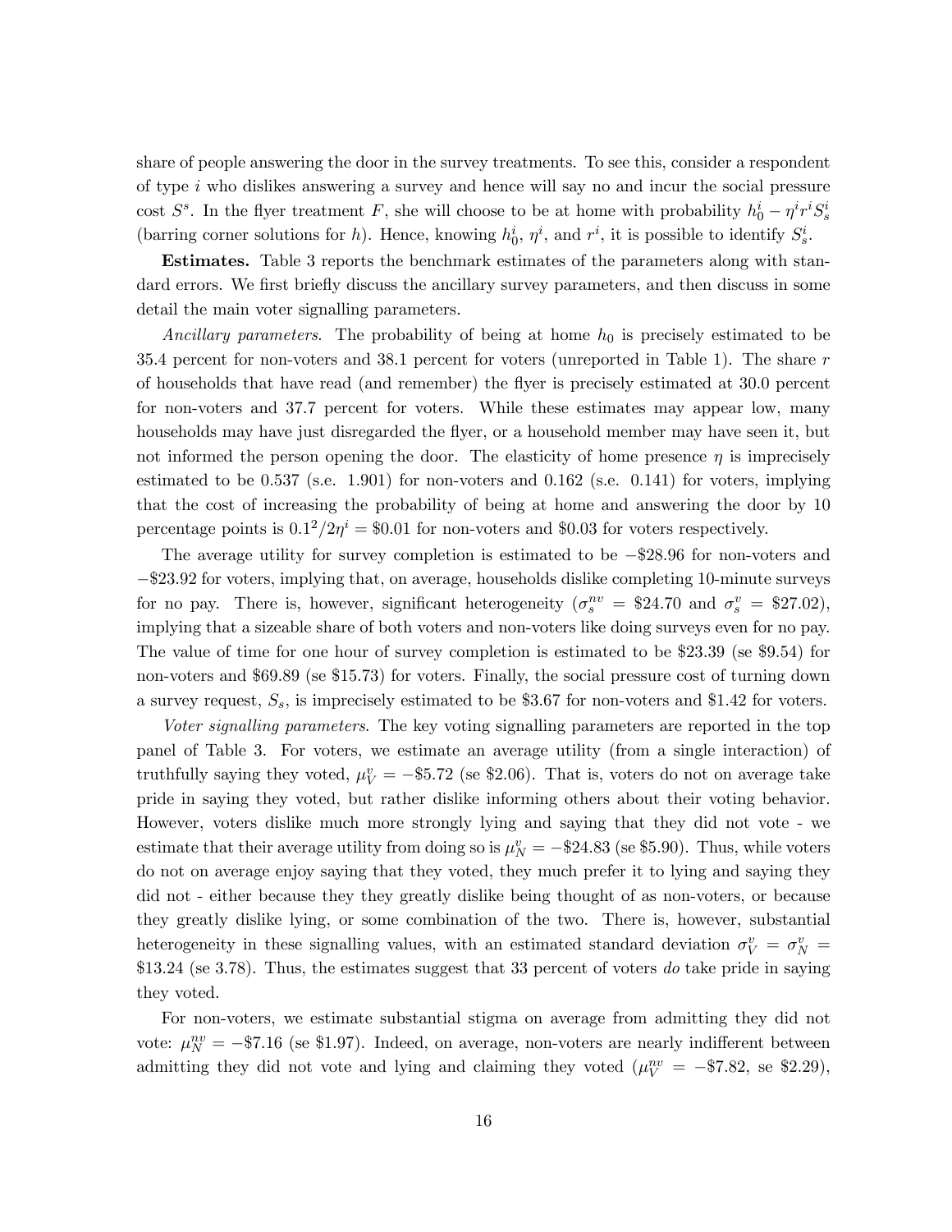share of people answering the door in the survey treatments. To see this, consider a respondent of type $i$ who dislikes answering a survey and hence will say no and incur the social pressure cost $S^s$. In the flyer treatment $F$, she will choose to be at home with probability $h_0^i - \eta^i r^i S_s^i$ (barring corner solutions for $h$). Hence, knowing $h_0^i$, $\eta^i$, and $r^i$, it is possible to identify $S_s^i$.

**Estimates.** Table 3 reports the benchmark estimates of the parameters along with standard errors. We first briefly discuss the ancillary survey parameters, and then discuss in some detail the main voter signalling parameters.

*Ancillary parameters*. The probability of being at home $h_0$ is precisely estimated to be 35.4 percent for non-voters and 38.1 percent for voters (unreported in Table 1). The share $r$ of households that have read (and remember) the flyer is precisely estimated at 30.0 percent for non-voters and 37.7 percent for voters. While these estimates may appear low, many households may have just disregarded the flyer, or a household member may have seen it, but not informed the person opening the door. The elasticity of home presence $\eta$ is imprecisely estimated to be 0.537 (s.e. 1.901) for non-voters and 0.162 (s.e. 0.141) for voters, implying that the cost of increasing the probability of being at home and answering the door by 10 percentage points is $0.1^2/2\eta^i = \$0.01$ for non-voters and \$0.03 for voters respectively.

The average utility for survey completion is estimated to be $-\$28.96$ for non-voters and $-\$23.92$ for voters, implying that, on average, households dislike completing 10-minute surveys for no pay. There is, however, significant heterogeneity ($\sigma_s^{nv} = \$24.70$ and $\sigma_s^v = \$27.02$), implying that a sizeable share of both voters and non-voters like doing surveys even for no pay. The value of time for one hour of survey completion is estimated to be \$23.39 (se \$9.54) for non-voters and \$69.89 (se \$15.73) for voters. Finally, the social pressure cost of turning down a survey request, $S_s$, is imprecisely estimated to be \$3.67 for non-voters and \$1.42 for voters.

*Voter signalling parameters*. The key voting signalling parameters are reported in the top panel of Table 3. For voters, we estimate an average utility (from a single interaction) of truthfully saying they voted, $\mu_V^v = -\$5.72$ (se \$2.06). That is, voters do not on average take pride in saying they voted, but rather dislike informing others about their voting behavior. However, voters dislike much more strongly lying and saying that they did not vote - we estimate that their average utility from doing so is $\mu_N^v = -\$24.83$ (se \$5.90). Thus, while voters do not on average enjoy saying that they voted, they much prefer it to lying and saying they did not - either because they they greatly dislike being thought of as non-voters, or because they greatly dislike lying, or some combination of the two. There is, however, substantial heterogeneity in these signalling values, with an estimated standard deviation $\sigma_V^v = \sigma_N^v =$ \$13.24 (se 3.78). Thus, the estimates suggest that 33 percent of voters *do* take pride in saying they voted.

For non-voters, we estimate substantial stigma on average from admitting they did not vote: $\mu_N^{nv} = -\$7.16$ (se \$1.97). Indeed, on average, non-voters are nearly indifferent between admitting they did not vote and lying and claiming they voted ($\mu_V^{nv} = -\$7.82$, se \$2.29),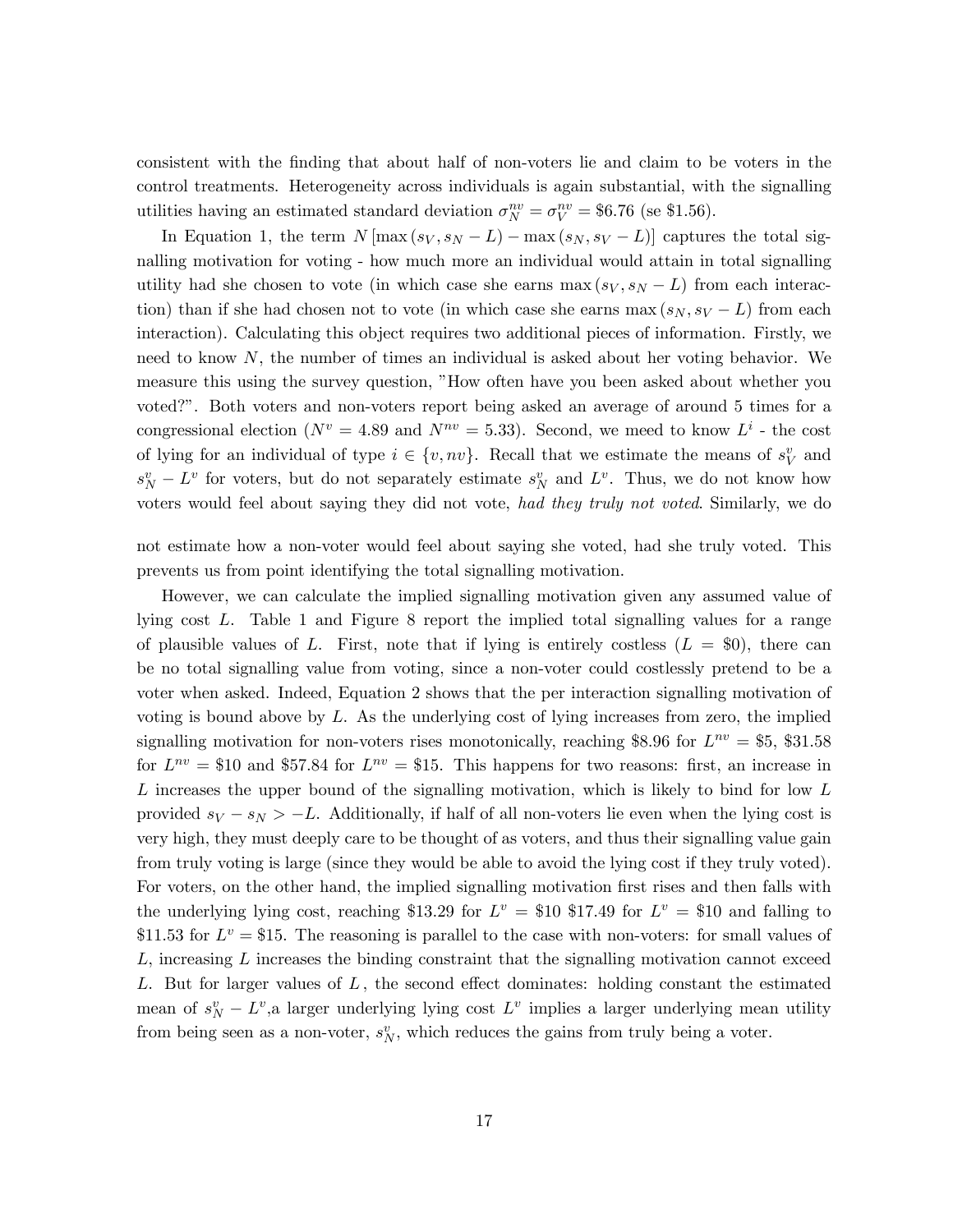consistent with the finding that about half of non-voters lie and claim to be voters in the control treatments. Heterogeneity across individuals is again substantial, with the signalling utilities having an estimated standard deviation $\sigma_N^{nv} = \sigma_V^{nv} = \$6.76$ (se \$1.56).

In Equation 1, the term $N\left[\max\left(s_V, s_N - L\right) - \max\left(s_N, s_V - L\right)\right]$ captures the total signalling motivation for voting - how much more an individual would attain in total signalling utility had she chosen to vote (in which case she earns $\max\left(s_V, s_N - L\right)$ from each interaction) than if she had chosen not to vote (in which case she earns $\max\left(s_N, s_V - L\right)$ from each interaction). Calculating this object requires two additional pieces of information. Firstly, we need to know $N$, the number of times an individual is asked about her voting behavior. We measure this using the survey question, "How often have you been asked about whether you voted?". Both voters and non-voters report being asked an average of around 5 times for a congressional election ($N^v = 4.89$ and $N^{nv} = 5.33$). Second, we meed to know $L^i$ - the cost of lying for an individual of type $i \in \{v, nv\}$. Recall that we estimate the means of $s_V^v$ and $s_N^v - L^v$ for voters, but do not separately estimate $s_N^v$ and $L^v$. Thus, we do not know how voters would feel about saying they did not vote, *had they truly not voted*. Similarly, we do not estimate how a non-voter would feel about saying she voted, had she truly voted. This prevents us from point identifying the total signalling motivation.

However, we can calculate the implied signalling motivation given any assumed value of lying cost $L$. Table 1 and Figure 8 report the implied total signalling values for a range of plausible values of $L$. First, note that if lying is entirely costless ($L = \$0$), there can be no total signalling value from voting, since a non-voter could costlessly pretend to be a voter when asked. Indeed, Equation 2 shows that the per interaction signalling motivation of voting is bound above by $L$. As the underlying cost of lying increases from zero, the implied signalling motivation for non-voters rises monotonically, reaching \$8.96 for $L^{nv} = \$5$, \$31.58 for $L^{nv} = \$10$ and \$57.84 for $L^{nv} = \$15$. This happens for two reasons: first, an increase in $L$ increases the upper bound of the signalling motivation, which is likely to bind for low $L$ provided $s_V - s_N > -L$. Additionally, if half of all non-voters lie even when the lying cost is very high, they must deeply care to be thought of as voters, and thus their signalling value gain from truly voting is large (since they would be able to avoid the lying cost if they truly voted). For voters, on the other hand, the implied signalling motivation first rises and then falls with the underlying lying cost, reaching \$13.29 for $L^v = \$10$ \$17.49 for $L^v = \$10$ and falling to \$11.53 for $L^v = \$15$. The reasoning is parallel to the case with non-voters: for small values of $L$, increasing $L$ increases the binding constraint that the signalling motivation cannot exceed $L$. But for larger values of $L$, the second effect dominates: holding constant the estimated mean of $s_N^v - L^v$, a larger underlying lying cost $L^v$ implies a larger underlying mean utility from being seen as a non-voter, $s_N^v$, which reduces the gains from truly being a voter.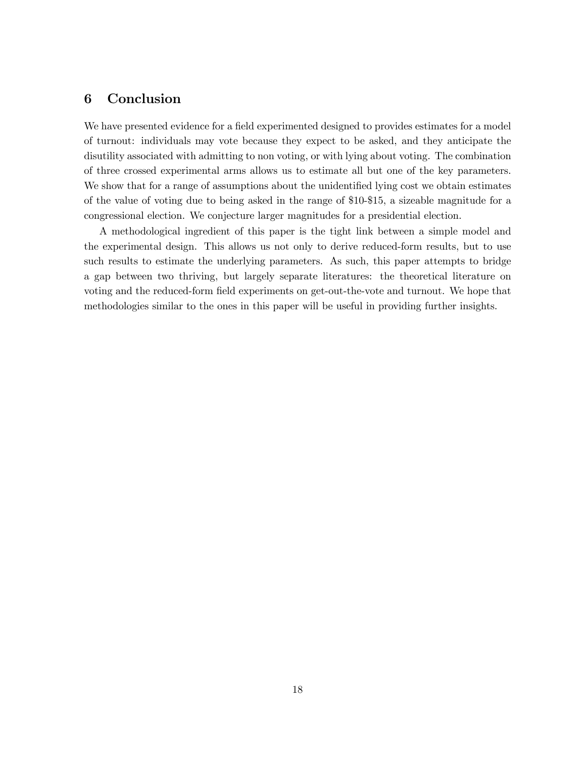## 6 Conclusion

We have presented evidence for a field experimented designed to provides estimates for a model of turnout: individuals may vote because they expect to be asked, and they anticipate the disutility associated with admitting to non voting, or with lying about voting. The combination of three crossed experimental arms allows us to estimate all but one of the key parameters. We show that for a range of assumptions about the unidentified lying cost we obtain estimates of the value of voting due to being asked in the range of $10-$15, a sizeable magnitude for a congressional election. We conjecture larger magnitudes for a presidential election.

A methodological ingredient of this paper is the tight link between a simple model and the experimental design. This allows us not only to derive reduced-form results, but to use such results to estimate the underlying parameters. As such, this paper attempts to bridge a gap between two thriving, but largely separate literatures: the theoretical literature on voting and the reduced-form field experiments on get-out-the-vote and turnout. We hope that methodologies similar to the ones in this paper will be useful in providing further insights.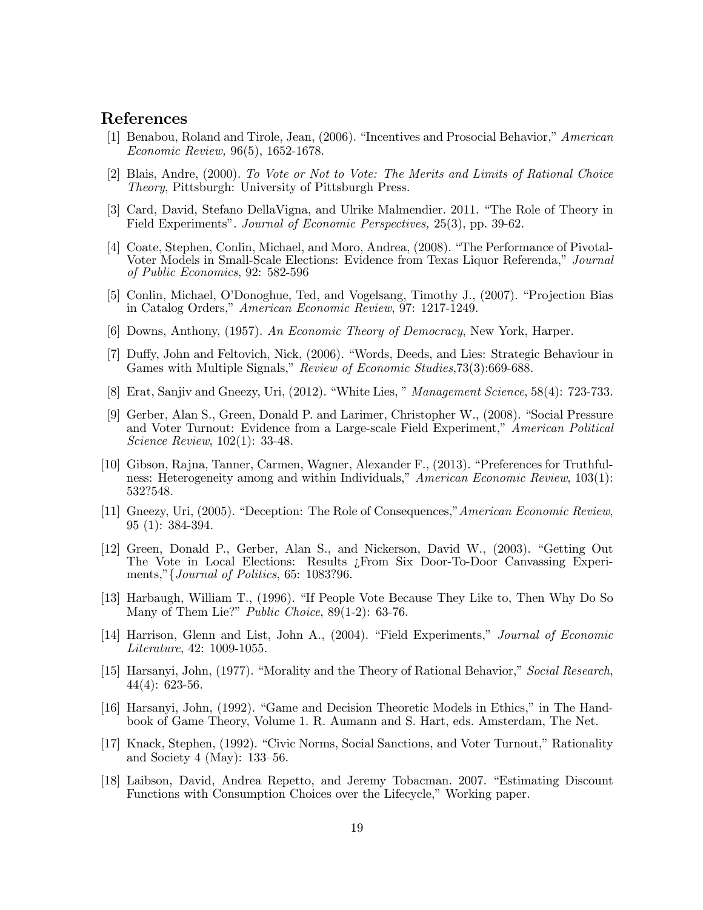## References

[1] Benabou, Roland and Tirole, Jean, (2006). "Incentives and Prosocial Behavior," *American Economic Review,* 96(5), 1652-1678.

[2] Blais, Andre, (2000). *To Vote or Not to Vote: The Merits and Limits of Rational Choice Theory*, Pittsburgh: University of Pittsburgh Press.

[3] Card, David, Stefano DellaVigna, and Ulrike Malmendier. 2011. "The Role of Theory in Field Experiments". *Journal of Economic Perspectives,* 25(3), pp. 39-62.

[4] Coate, Stephen, Conlin, Michael, and Moro, Andrea, (2008). "The Performance of Pivotal-Voter Models in Small-Scale Elections: Evidence from Texas Liquor Referenda," *Journal of Public Economics*, 92: 582-596

[5] Conlin, Michael, O'Donoghue, Ted, and Vogelsang, Timothy J., (2007). "Projection Bias in Catalog Orders," *American Economic Review*, 97: 1217-1249.

[6] Downs, Anthony, (1957). *An Economic Theory of Democracy*, New York, Harper.

[7] Duffy, John and Feltovich, Nick, (2006). "Words, Deeds, and Lies: Strategic Behaviour in Games with Multiple Signals," *Review of Economic Studies*,73(3):669-688.

[8] Erat, Sanjiv and Gneezy, Uri, (2012). "White Lies, " *Management Science*, 58(4): 723-733.

[9] Gerber, Alan S., Green, Donald P. and Larimer, Christopher W., (2008). "Social Pressure and Voter Turnout: Evidence from a Large-scale Field Experiment," *American Political Science Review*, 102(1): 33-48.

[10] Gibson, Rajna, Tanner, Carmen, Wagner, Alexander F., (2013). "Preferences for Truthfulness: Heterogeneity among and within Individuals," *American Economic Review*, 103(1): 532?548.

[11] Gneezy, Uri, (2005). "Deception: The Role of Consequences,"*American Economic Review*, 95 (1): 384-394.

[12] Green, Donald P., Gerber, Alan S., and Nickerson, David W., (2003). "Getting Out The Vote in Local Elections: Results ¿From Six Door-To-Door Canvassing Experiments,"{*Journal of Politics*, 65: 1083?96.

[13] Harbaugh, William T., (1996). "If People Vote Because They Like to, Then Why Do So Many of Them Lie?" *Public Choice*, 89(1-2): 63-76.

[14] Harrison, Glenn and List, John A., (2004). "Field Experiments," *Journal of Economic Literature*, 42: 1009-1055.

[15] Harsanyi, John, (1977). "Morality and the Theory of Rational Behavior," *Social Research*, 44(4): 623-56.

[16] Harsanyi, John, (1992). "Game and Decision Theoretic Models in Ethics," in The Handbook of Game Theory, Volume 1. R. Aumann and S. Hart, eds. Amsterdam, The Net.

[17] Knack, Stephen, (1992). "Civic Norms, Social Sanctions, and Voter Turnout," Rationality and Society 4 (May): 133–56.

[18] Laibson, David, Andrea Repetto, and Jeremy Tobacman. 2007. "Estimating Discount Functions with Consumption Choices over the Lifecycle," Working paper.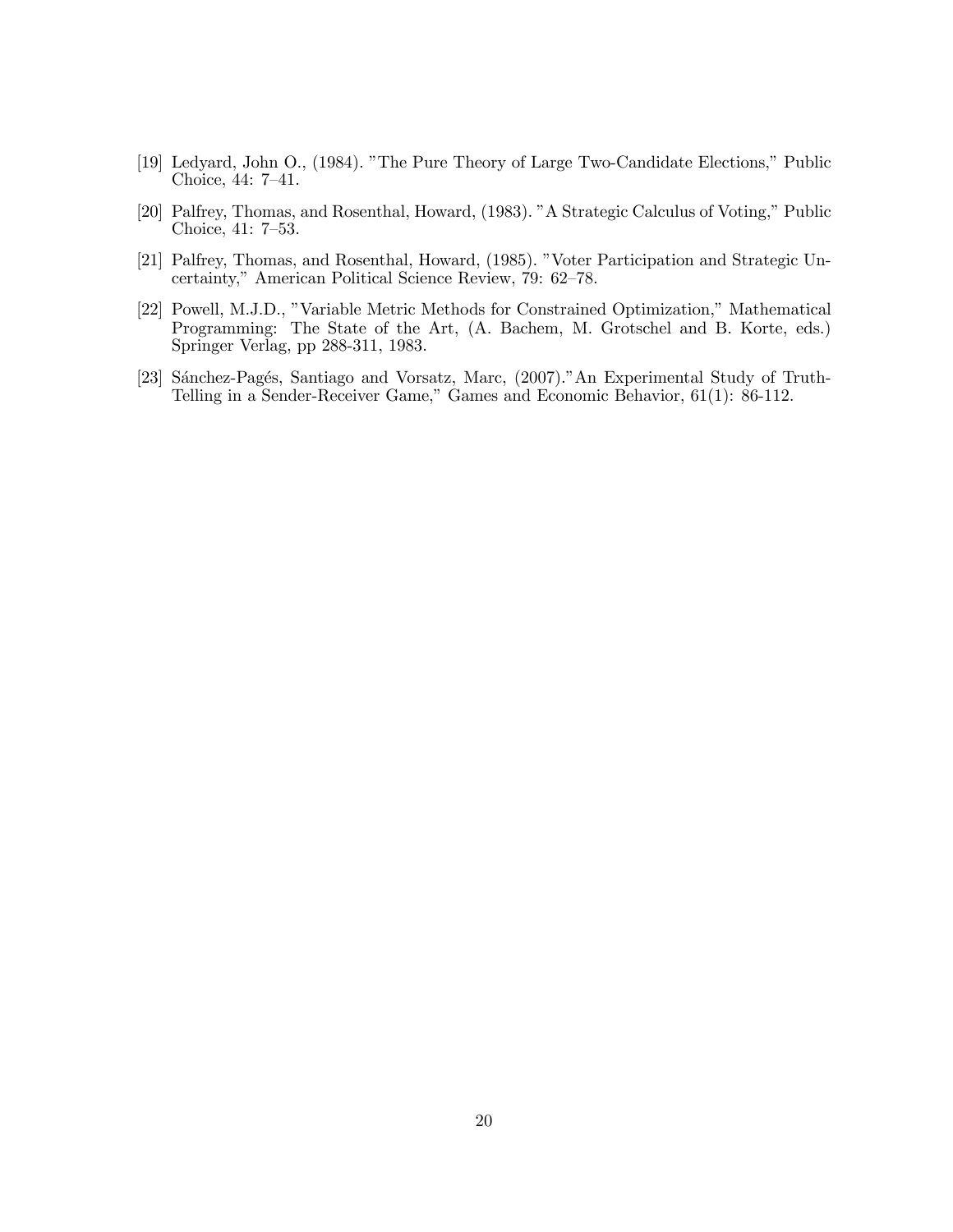[19] Ledyard, John O., (1984). "The Pure Theory of Large Two-Candidate Elections," Public Choice, 44: 7–41.

[20] Palfrey, Thomas, and Rosenthal, Howard, (1983). "A Strategic Calculus of Voting," Public Choice, 41: 7–53.

[21] Palfrey, Thomas, and Rosenthal, Howard, (1985). "Voter Participation and Strategic Uncertainty," American Political Science Review, 79: 62–78.

[22] Powell, M.J.D., "Variable Metric Methods for Constrained Optimization," Mathematical Programming: The State of the Art, (A. Bachem, M. Grotschel and B. Korte, eds.) Springer Verlag, pp 288-311, 1983.

[23] Sánchez-Pagés, Santiago and Vorsatz, Marc, (2007)."An Experimental Study of Truth-Telling in a Sender-Receiver Game," Games and Economic Behavior, 61(1): 86-112.